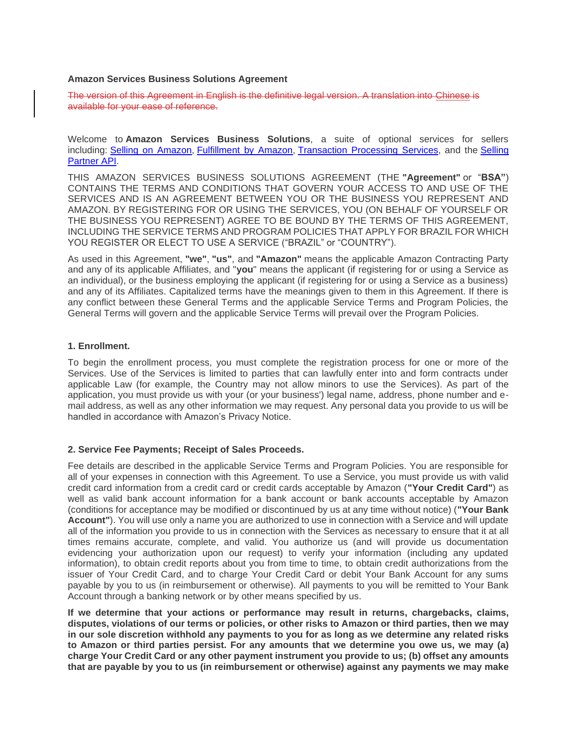**Amazon Services Business Solutions Agreement**

~~The version of this Agreement in English is the definitive legal version. A translation into Chinese is available for your ease of reference.~~

Welcome to **Amazon Services Business Solutions**, a suite of optional services for sellers including: [Selling on Amazon](), [Fulfillment by Amazon](), [Transaction Processing Services](), and the [Selling Partner API]().

THIS AMAZON SERVICES BUSINESS SOLUTIONS AGREEMENT (THE **"Agreement"** or "**BSA"**) CONTAINS THE TERMS AND CONDITIONS THAT GOVERN YOUR ACCESS TO AND USE OF THE SERVICES AND IS AN AGREEMENT BETWEEN YOU OR THE BUSINESS YOU REPRESENT AND AMAZON. BY REGISTERING FOR OR USING THE SERVICES, YOU (ON BEHALF OF YOURSELF OR THE BUSINESS YOU REPRESENT) AGREE TO BE BOUND BY THE TERMS OF THIS AGREEMENT, INCLUDING THE SERVICE TERMS AND PROGRAM POLICIES THAT APPLY FOR BRAZIL FOR WHICH YOU REGISTER OR ELECT TO USE A SERVICE ("BRAZIL" or "COUNTRY").

As used in this Agreement, **"we"**, **"us"**, and **"Amazon"** means the applicable Amazon Contracting Party and any of its applicable Affiliates, and "**you**" means the applicant (if registering for or using a Service as an individual), or the business employing the applicant (if registering for or using a Service as a business) and any of its Affiliates. Capitalized terms have the meanings given to them in this Agreement. If there is any conflict between these General Terms and the applicable Service Terms and Program Policies, the General Terms will govern and the applicable Service Terms will prevail over the Program Policies.

**1. Enrollment.**

To begin the enrollment process, you must complete the registration process for one or more of the Services. Use of the Services is limited to parties that can lawfully enter into and form contracts under applicable Law (for example, the Country may not allow minors to use the Services). As part of the application, you must provide us with your (or your business') legal name, address, phone number and e-mail address, as well as any other information we may request. Any personal data you provide to us will be handled in accordance with Amazon's Privacy Notice.

**2. Service Fee Payments; Receipt of Sales Proceeds.**

Fee details are described in the applicable Service Terms and Program Policies. You are responsible for all of your expenses in connection with this Agreement. To use a Service, you must provide us with valid credit card information from a credit card or credit cards acceptable by Amazon (**"Your Credit Card"**) as well as valid bank account information for a bank account or bank accounts acceptable by Amazon (conditions for acceptance may be modified or discontinued by us at any time without notice) (**"Your Bank Account"**). You will use only a name you are authorized to use in connection with a Service and will update all of the information you provide to us in connection with the Services as necessary to ensure that it at all times remains accurate, complete, and valid. You authorize us (and will provide us documentation evidencing your authorization upon our request) to verify your information (including any updated information), to obtain credit reports about you from time to time, to obtain credit authorizations from the issuer of Your Credit Card, and to charge Your Credit Card or debit Your Bank Account for any sums payable by you to us (in reimbursement or otherwise). All payments to you will be remitted to Your Bank Account through a banking network or by other means specified by us.

**If we determine that your actions or performance may result in returns, chargebacks, claims, disputes, violations of our terms or policies, or other risks to Amazon or third parties, then we may in our sole discretion withhold any payments to you for as long as we determine any related risks to Amazon or third parties persist. For any amounts that we determine you owe us, we may (a) charge Your Credit Card or any other payment instrument you provide to us; (b) offset any amounts that are payable by you to us (in reimbursement or otherwise) against any payments we may make**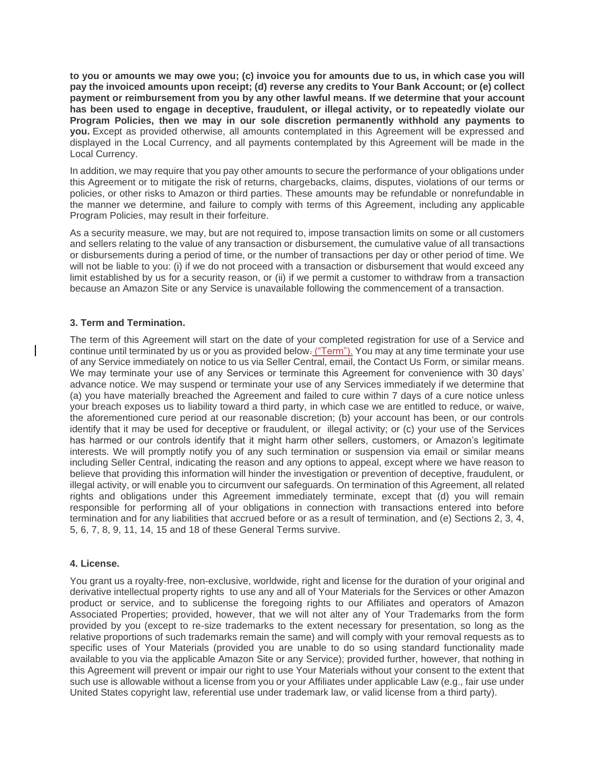**to you or amounts we may owe you; (c) invoice you for amounts due to us, in which case you will pay the invoiced amounts upon receipt; (d) reverse any credits to Your Bank Account; or (e) collect payment or reimbursement from you by any other lawful means. If we determine that your account has been used to engage in deceptive, fraudulent, or illegal activity, or to repeatedly violate our Program Policies, then we may in our sole discretion permanently withhold any payments to you.** Except as provided otherwise, all amounts contemplated in this Agreement will be expressed and displayed in the Local Currency, and all payments contemplated by this Agreement will be made in the Local Currency.

In addition, we may require that you pay other amounts to secure the performance of your obligations under this Agreement or to mitigate the risk of returns, chargebacks, claims, disputes, violations of our terms or policies, or other risks to Amazon or third parties. These amounts may be refundable or nonrefundable in the manner we determine, and failure to comply with terms of this Agreement, including any applicable Program Policies, may result in their forfeiture.

As a security measure, we may, but are not required to, impose transaction limits on some or all customers and sellers relating to the value of any transaction or disbursement, the cumulative value of all transactions or disbursements during a period of time, or the number of transactions per day or other period of time. We will not be liable to you: (i) if we do not proceed with a transaction or disbursement that would exceed any limit established by us for a security reason, or (ii) if we permit a customer to withdraw from a transaction because an Amazon Site or any Service is unavailable following the commencement of a transaction.

### 3. Term and Termination.

The term of this Agreement will start on the date of your completed registration for use of a Service and continue until terminated by us or you as provided below ("Term"). You may at any time terminate your use of any Service immediately on notice to us via Seller Central, email, the Contact Us Form, or similar means. We may terminate your use of any Services or terminate this Agreement for convenience with 30 days' advance notice. We may suspend or terminate your use of any Services immediately if we determine that (a) you have materially breached the Agreement and failed to cure within 7 days of a cure notice unless your breach exposes us to liability toward a third party, in which case we are entitled to reduce, or waive, the aforementioned cure period at our reasonable discretion; (b) your account has been, or our controls identify that it may be used for deceptive or fraudulent, or illegal activity; or (c) your use of the Services has harmed or our controls identify that it might harm other sellers, customers, or Amazon's legitimate interests. We will promptly notify you of any such termination or suspension via email or similar means including Seller Central, indicating the reason and any options to appeal, except where we have reason to believe that providing this information will hinder the investigation or prevention of deceptive, fraudulent, or illegal activity, or will enable you to circumvent our safeguards. On termination of this Agreement, all related rights and obligations under this Agreement immediately terminate, except that (d) you will remain responsible for performing all of your obligations in connection with transactions entered into before termination and for any liabilities that accrued before or as a result of termination, and (e) Sections 2, 3, 4, 5, 6, 7, 8, 9, 11, 14, 15 and 18 of these General Terms survive.

### 4. License.

You grant us a royalty-free, non-exclusive, worldwide, right and license for the duration of your original and derivative intellectual property rights to use any and all of Your Materials for the Services or other Amazon product or service, and to sublicense the foregoing rights to our Affiliates and operators of Amazon Associated Properties; provided, however, that we will not alter any of Your Trademarks from the form provided by you (except to re-size trademarks to the extent necessary for presentation, so long as the relative proportions of such trademarks remain the same) and will comply with your removal requests as to specific uses of Your Materials (provided you are unable to do so using standard functionality made available to you via the applicable Amazon Site or any Service); provided further, however, that nothing in this Agreement will prevent or impair our right to use Your Materials without your consent to the extent that such use is allowable without a license from you or your Affiliates under applicable Law (e.g., fair use under United States copyright law, referential use under trademark law, or valid license from a third party).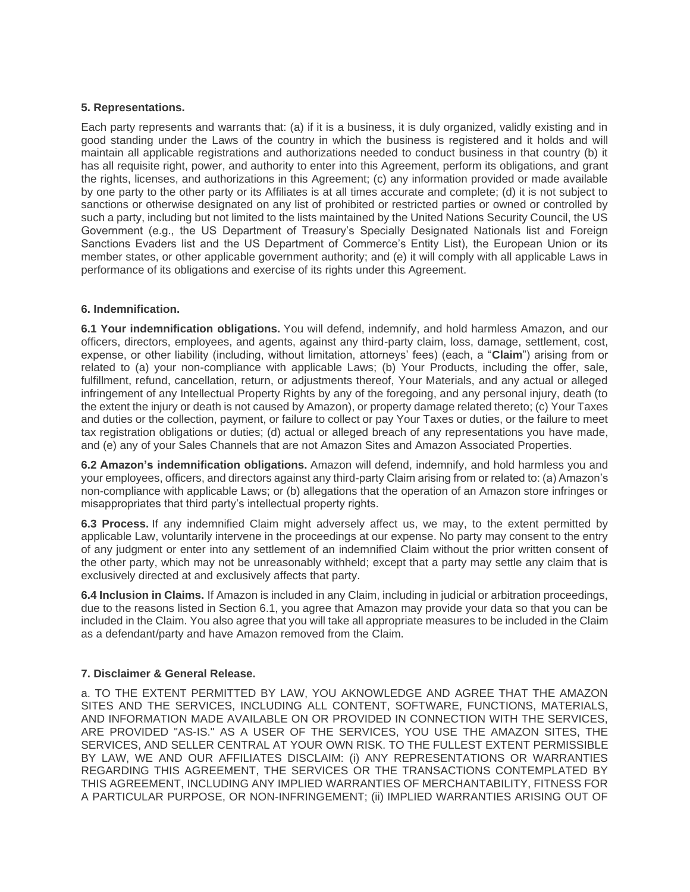### 5. Representations.

Each party represents and warrants that: (a) if it is a business, it is duly organized, validly existing and in good standing under the Laws of the country in which the business is registered and it holds and will maintain all applicable registrations and authorizations needed to conduct business in that country (b) it has all requisite right, power, and authority to enter into this Agreement, perform its obligations, and grant the rights, licenses, and authorizations in this Agreement; (c) any information provided or made available by one party to the other party or its Affiliates is at all times accurate and complete; (d) it is not subject to sanctions or otherwise designated on any list of prohibited or restricted parties or owned or controlled by such a party, including but not limited to the lists maintained by the United Nations Security Council, the US Government (e.g., the US Department of Treasury's Specially Designated Nationals list and Foreign Sanctions Evaders list and the US Department of Commerce's Entity List), the European Union or its member states, or other applicable government authority; and (e) it will comply with all applicable Laws in performance of its obligations and exercise of its rights under this Agreement.

### 6. Indemnification.

**6.1 Your indemnification obligations.** You will defend, indemnify, and hold harmless Amazon, and our officers, directors, employees, and agents, against any third-party claim, loss, damage, settlement, cost, expense, or other liability (including, without limitation, attorneys' fees) (each, a "**Claim**") arising from or related to (a) your non-compliance with applicable Laws; (b) Your Products, including the offer, sale, fulfillment, refund, cancellation, return, or adjustments thereof, Your Materials, and any actual or alleged infringement of any Intellectual Property Rights by any of the foregoing, and any personal injury, death (to the extent the injury or death is not caused by Amazon), or property damage related thereto; (c) Your Taxes and duties or the collection, payment, or failure to collect or pay Your Taxes or duties, or the failure to meet tax registration obligations or duties; (d) actual or alleged breach of any representations you have made, and (e) any of your Sales Channels that are not Amazon Sites and Amazon Associated Properties.

**6.2 Amazon's indemnification obligations.** Amazon will defend, indemnify, and hold harmless you and your employees, officers, and directors against any third-party Claim arising from or related to: (a) Amazon's non-compliance with applicable Laws; or (b) allegations that the operation of an Amazon store infringes or misappropriates that third party's intellectual property rights.

**6.3 Process.** If any indemnified Claim might adversely affect us, we may, to the extent permitted by applicable Law, voluntarily intervene in the proceedings at our expense. No party may consent to the entry of any judgment or enter into any settlement of an indemnified Claim without the prior written consent of the other party, which may not be unreasonably withheld; except that a party may settle any claim that is exclusively directed at and exclusively affects that party.

**6.4 Inclusion in Claims.** If Amazon is included in any Claim, including in judicial or arbitration proceedings, due to the reasons listed in Section 6.1, you agree that Amazon may provide your data so that you can be included in the Claim. You also agree that you will take all appropriate measures to be included in the Claim as a defendant/party and have Amazon removed from the Claim.

### 7. Disclaimer & General Release.

a. TO THE EXTENT PERMITTED BY LAW, YOU AKNOWLEDGE AND AGREE THAT THE AMAZON SITES AND THE SERVICES, INCLUDING ALL CONTENT, SOFTWARE, FUNCTIONS, MATERIALS, AND INFORMATION MADE AVAILABLE ON OR PROVIDED IN CONNECTION WITH THE SERVICES, ARE PROVIDED "AS-IS." AS A USER OF THE SERVICES, YOU USE THE AMAZON SITES, THE SERVICES, AND SELLER CENTRAL AT YOUR OWN RISK. TO THE FULLEST EXTENT PERMISSIBLE BY LAW, WE AND OUR AFFILIATES DISCLAIM: (i) ANY REPRESENTATIONS OR WARRANTIES REGARDING THIS AGREEMENT, THE SERVICES OR THE TRANSACTIONS CONTEMPLATED BY THIS AGREEMENT, INCLUDING ANY IMPLIED WARRANTIES OF MERCHANTABILITY, FITNESS FOR A PARTICULAR PURPOSE, OR NON-INFRINGEMENT; (ii) IMPLIED WARRANTIES ARISING OUT OF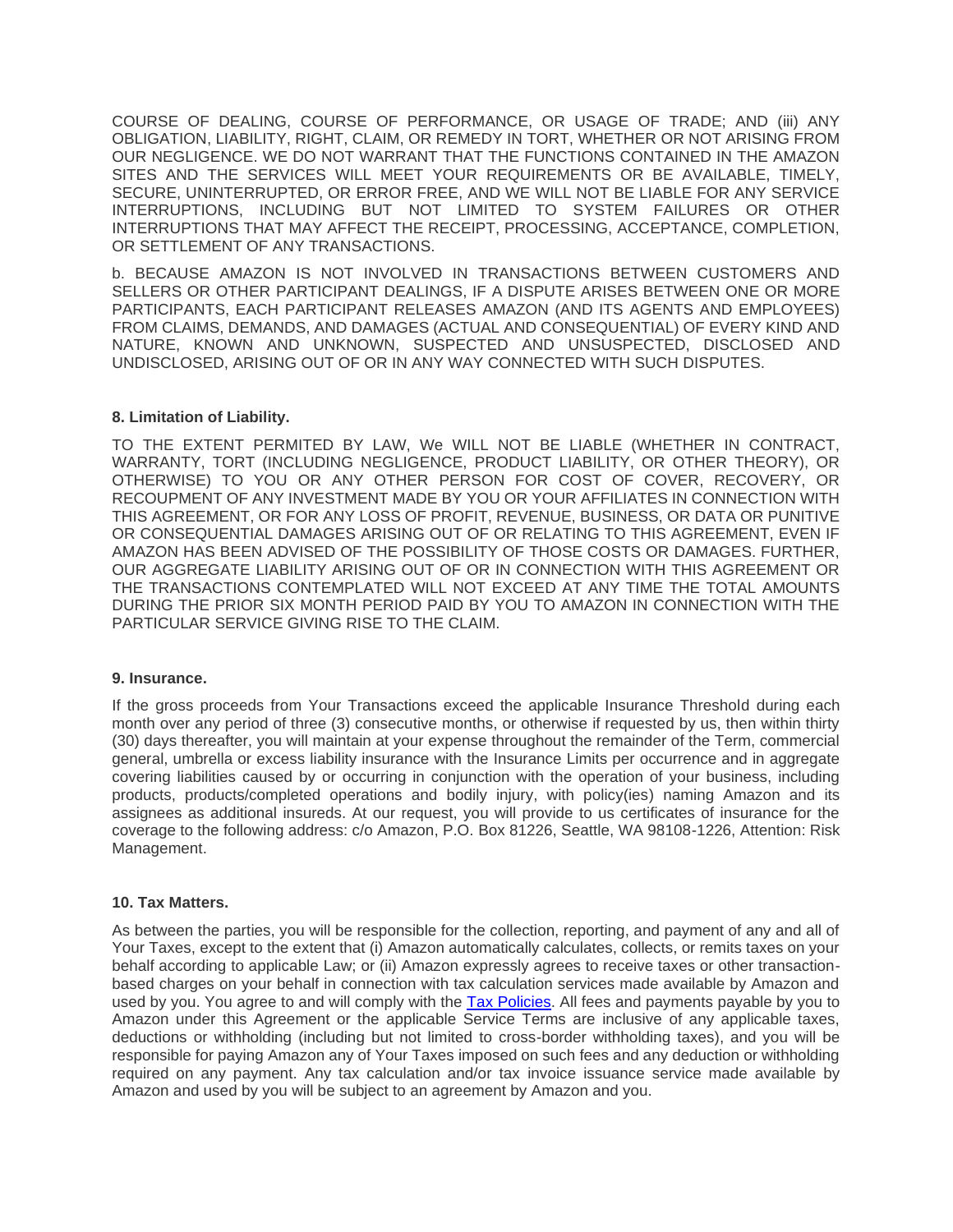COURSE OF DEALING, COURSE OF PERFORMANCE, OR USAGE OF TRADE; AND (iii) ANY OBLIGATION, LIABILITY, RIGHT, CLAIM, OR REMEDY IN TORT, WHETHER OR NOT ARISING FROM OUR NEGLIGENCE. WE DO NOT WARRANT THAT THE FUNCTIONS CONTAINED IN THE AMAZON SITES AND THE SERVICES WILL MEET YOUR REQUIREMENTS OR BE AVAILABLE, TIMELY, SECURE, UNINTERRUPTED, OR ERROR FREE, AND WE WILL NOT BE LIABLE FOR ANY SERVICE INTERRUPTIONS, INCLUDING BUT NOT LIMITED TO SYSTEM FAILURES OR OTHER INTERRUPTIONS THAT MAY AFFECT THE RECEIPT, PROCESSING, ACCEPTANCE, COMPLETION, OR SETTLEMENT OF ANY TRANSACTIONS.

b. BECAUSE AMAZON IS NOT INVOLVED IN TRANSACTIONS BETWEEN CUSTOMERS AND SELLERS OR OTHER PARTICIPANT DEALINGS, IF A DISPUTE ARISES BETWEEN ONE OR MORE PARTICIPANTS, EACH PARTICIPANT RELEASES AMAZON (AND ITS AGENTS AND EMPLOYEES) FROM CLAIMS, DEMANDS, AND DAMAGES (ACTUAL AND CONSEQUENTIAL) OF EVERY KIND AND NATURE, KNOWN AND UNKNOWN, SUSPECTED AND UNSUSPECTED, DISCLOSED AND UNDISCLOSED, ARISING OUT OF OR IN ANY WAY CONNECTED WITH SUCH DISPUTES.

**8. Limitation of Liability.**

TO THE EXTENT PERMITED BY LAW, We WILL NOT BE LIABLE (WHETHER IN CONTRACT, WARRANTY, TORT (INCLUDING NEGLIGENCE, PRODUCT LIABILITY, OR OTHER THEORY), OR OTHERWISE) TO YOU OR ANY OTHER PERSON FOR COST OF COVER, RECOVERY, OR RECOUPMENT OF ANY INVESTMENT MADE BY YOU OR YOUR AFFILIATES IN CONNECTION WITH THIS AGREEMENT, OR FOR ANY LOSS OF PROFIT, REVENUE, BUSINESS, OR DATA OR PUNITIVE OR CONSEQUENTIAL DAMAGES ARISING OUT OF OR RELATING TO THIS AGREEMENT, EVEN IF AMAZON HAS BEEN ADVISED OF THE POSSIBILITY OF THOSE COSTS OR DAMAGES. FURTHER, OUR AGGREGATE LIABILITY ARISING OUT OF OR IN CONNECTION WITH THIS AGREEMENT OR THE TRANSACTIONS CONTEMPLATED WILL NOT EXCEED AT ANY TIME THE TOTAL AMOUNTS DURING THE PRIOR SIX MONTH PERIOD PAID BY YOU TO AMAZON IN CONNECTION WITH THE PARTICULAR SERVICE GIVING RISE TO THE CLAIM.

**9. Insurance.**

If the gross proceeds from Your Transactions exceed the applicable Insurance Threshold during each month over any period of three (3) consecutive months, or otherwise if requested by us, then within thirty (30) days thereafter, you will maintain at your expense throughout the remainder of the Term, commercial general, umbrella or excess liability insurance with the Insurance Limits per occurrence and in aggregate covering liabilities caused by or occurring in conjunction with the operation of your business, including products, products/completed operations and bodily injury, with policy(ies) naming Amazon and its assignees as additional insureds. At our request, you will provide to us certificates of insurance for the coverage to the following address: c/o Amazon, P.O. Box 81226, Seattle, WA 98108-1226, Attention: Risk Management.

**10. Tax Matters.**

As between the parties, you will be responsible for the collection, reporting, and payment of any and all of Your Taxes, except to the extent that (i) Amazon automatically calculates, collects, or remits taxes on your behalf according to applicable Law; or (ii) Amazon expressly agrees to receive taxes or other transaction-based charges on your behalf in connection with tax calculation services made available by Amazon and used by you. You agree to and will comply with the Tax Policies. All fees and payments payable by you to Amazon under this Agreement or the applicable Service Terms are inclusive of any applicable taxes, deductions or withholding (including but not limited to cross-border withholding taxes), and you will be responsible for paying Amazon any of Your Taxes imposed on such fees and any deduction or withholding required on any payment. Any tax calculation and/or tax invoice issuance service made available by Amazon and used by you will be subject to an agreement by Amazon and you.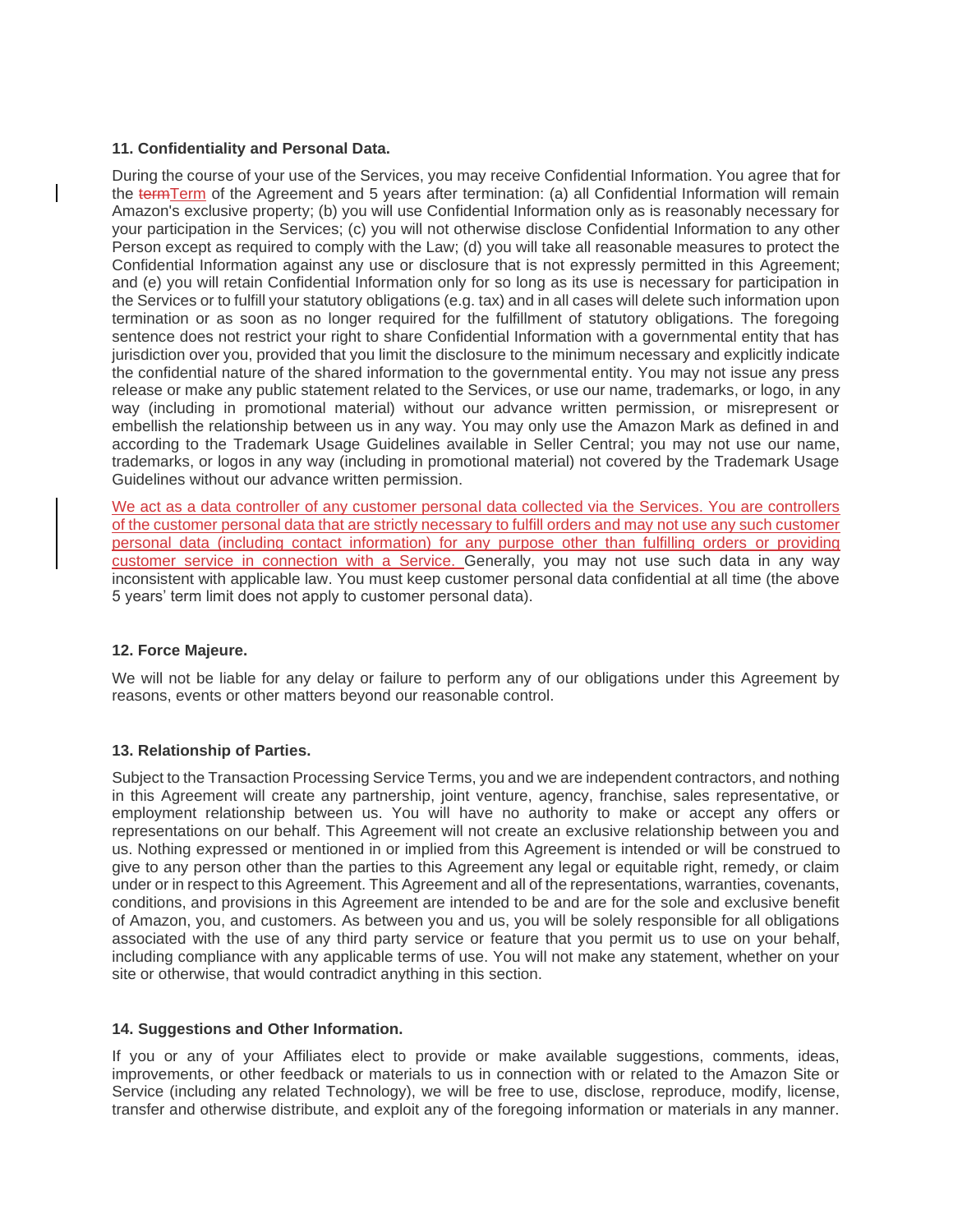### 11. Confidentiality and Personal Data.

During the course of your use of the Services, you may receive Confidential Information. You agree that for the ~~term~~Term of the Agreement and 5 years after termination: (a) all Confidential Information will remain Amazon's exclusive property; (b) you will use Confidential Information only as is reasonably necessary for your participation in the Services; (c) you will not otherwise disclose Confidential Information to any other Person except as required to comply with the Law; (d) you will take all reasonable measures to protect the Confidential Information against any use or disclosure that is not expressly permitted in this Agreement; and (e) you will retain Confidential Information only for so long as its use is necessary for participation in the Services or to fulfill your statutory obligations (e.g. tax) and in all cases will delete such information upon termination or as soon as no longer required for the fulfillment of statutory obligations. The foregoing sentence does not restrict your right to share Confidential Information with a governmental entity that has jurisdiction over you, provided that you limit the disclosure to the minimum necessary and explicitly indicate the confidential nature of the shared information to the governmental entity. You may not issue any press release or make any public statement related to the Services, or use our name, trademarks, or logo, in any way (including in promotional material) without our advance written permission, or misrepresent or embellish the relationship between us in any way. You may only use the Amazon Mark as defined in and according to the Trademark Usage Guidelines available in Seller Central; you may not use our name, trademarks, or logos in any way (including in promotional material) not covered by the Trademark Usage Guidelines without our advance written permission.

We act as a data controller of any customer personal data collected via the Services. You are controllers of the customer personal data that are strictly necessary to fulfill orders and may not use any such customer personal data (including contact information) for any purpose other than fulfilling orders or providing customer service in connection with a Service. Generally, you may not use such data in any way inconsistent with applicable law. You must keep customer personal data confidential at all time (the above 5 years' term limit does not apply to customer personal data).

### 12. Force Majeure.

We will not be liable for any delay or failure to perform any of our obligations under this Agreement by reasons, events or other matters beyond our reasonable control.

### 13. Relationship of Parties.

Subject to the Transaction Processing Service Terms, you and we are independent contractors, and nothing in this Agreement will create any partnership, joint venture, agency, franchise, sales representative, or employment relationship between us. You will have no authority to make or accept any offers or representations on our behalf. This Agreement will not create an exclusive relationship between you and us. Nothing expressed or mentioned in or implied from this Agreement is intended or will be construed to give to any person other than the parties to this Agreement any legal or equitable right, remedy, or claim under or in respect to this Agreement. This Agreement and all of the representations, warranties, covenants, conditions, and provisions in this Agreement are intended to be and are for the sole and exclusive benefit of Amazon, you, and customers. As between you and us, you will be solely responsible for all obligations associated with the use of any third party service or feature that you permit us to use on your behalf, including compliance with any applicable terms of use. You will not make any statement, whether on your site or otherwise, that would contradict anything in this section.

### 14. Suggestions and Other Information.

If you or any of your Affiliates elect to provide or make available suggestions, comments, ideas, improvements, or other feedback or materials to us in connection with or related to the Amazon Site or Service (including any related Technology), we will be free to use, disclose, reproduce, modify, license, transfer and otherwise distribute, and exploit any of the foregoing information or materials in any manner.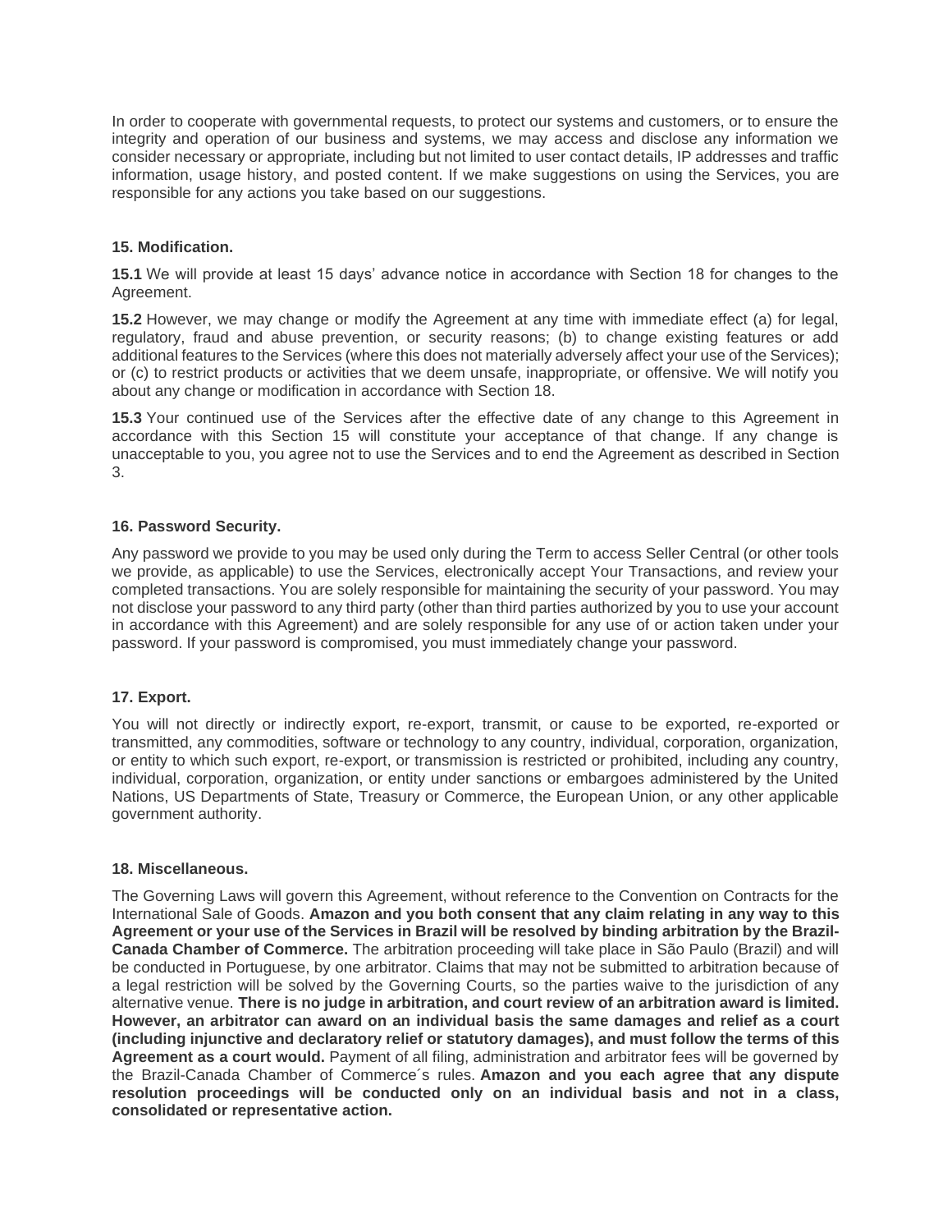In order to cooperate with governmental requests, to protect our systems and customers, or to ensure the integrity and operation of our business and systems, we may access and disclose any information we consider necessary or appropriate, including but not limited to user contact details, IP addresses and traffic information, usage history, and posted content. If we make suggestions on using the Services, you are responsible for any actions you take based on our suggestions.

### 15. Modification.

**15.1** We will provide at least 15 days' advance notice in accordance with Section 18 for changes to the Agreement.

**15.2** However, we may change or modify the Agreement at any time with immediate effect (a) for legal, regulatory, fraud and abuse prevention, or security reasons; (b) to change existing features or add additional features to the Services (where this does not materially adversely affect your use of the Services); or (c) to restrict products or activities that we deem unsafe, inappropriate, or offensive. We will notify you about any change or modification in accordance with Section 18.

**15.3** Your continued use of the Services after the effective date of any change to this Agreement in accordance with this Section 15 will constitute your acceptance of that change. If any change is unacceptable to you, you agree not to use the Services and to end the Agreement as described in Section 3.

### 16. Password Security.

Any password we provide to you may be used only during the Term to access Seller Central (or other tools we provide, as applicable) to use the Services, electronically accept Your Transactions, and review your completed transactions. You are solely responsible for maintaining the security of your password. You may not disclose your password to any third party (other than third parties authorized by you to use your account in accordance with this Agreement) and are solely responsible for any use of or action taken under your password. If your password is compromised, you must immediately change your password.

### 17. Export.

You will not directly or indirectly export, re-export, transmit, or cause to be exported, re-exported or transmitted, any commodities, software or technology to any country, individual, corporation, organization, or entity to which such export, re-export, or transmission is restricted or prohibited, including any country, individual, corporation, organization, or entity under sanctions or embargoes administered by the United Nations, US Departments of State, Treasury or Commerce, the European Union, or any other applicable government authority.

### 18. Miscellaneous.

The Governing Laws will govern this Agreement, without reference to the Convention on Contracts for the International Sale of Goods. **Amazon and you both consent that any claim relating in any way to this Agreement or your use of the Services in Brazil will be resolved by binding arbitration by the Brazil-Canada Chamber of Commerce.** The arbitration proceeding will take place in São Paulo (Brazil) and will be conducted in Portuguese, by one arbitrator. Claims that may not be submitted to arbitration because of a legal restriction will be solved by the Governing Courts, so the parties waive to the jurisdiction of any alternative venue. **There is no judge in arbitration, and court review of an arbitration award is limited. However, an arbitrator can award on an individual basis the same damages and relief as a court (including injunctive and declaratory relief or statutory damages), and must follow the terms of this Agreement as a court would.** Payment of all filing, administration and arbitrator fees will be governed by the Brazil-Canada Chamber of Commerce´s rules. **Amazon and you each agree that any dispute resolution proceedings will be conducted only on an individual basis and not in a class, consolidated or representative action.**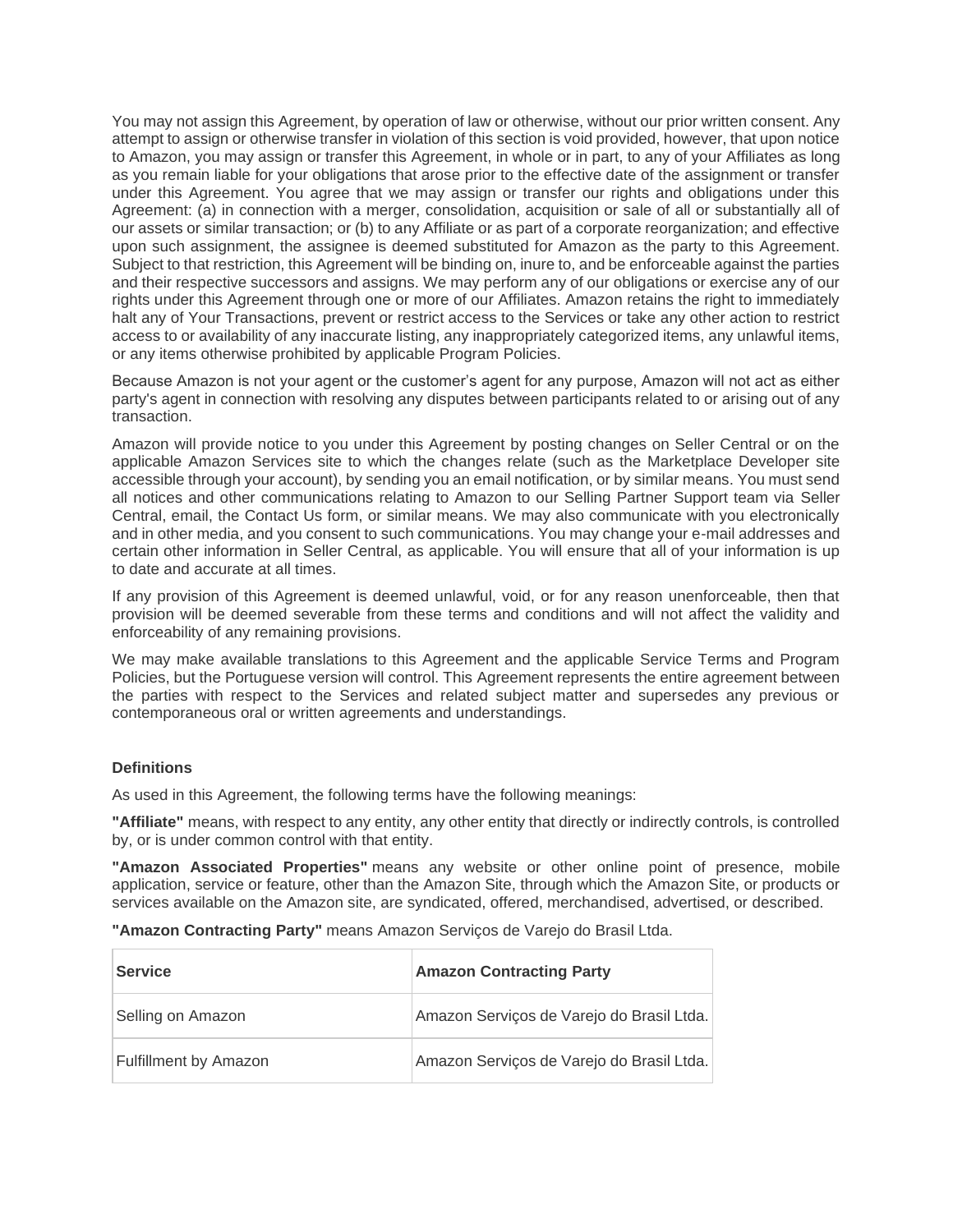You may not assign this Agreement, by operation of law or otherwise, without our prior written consent. Any attempt to assign or otherwise transfer in violation of this section is void provided, however, that upon notice to Amazon, you may assign or transfer this Agreement, in whole or in part, to any of your Affiliates as long as you remain liable for your obligations that arose prior to the effective date of the assignment or transfer under this Agreement. You agree that we may assign or transfer our rights and obligations under this Agreement: (a) in connection with a merger, consolidation, acquisition or sale of all or substantially all of our assets or similar transaction; or (b) to any Affiliate or as part of a corporate reorganization; and effective upon such assignment, the assignee is deemed substituted for Amazon as the party to this Agreement. Subject to that restriction, this Agreement will be binding on, inure to, and be enforceable against the parties and their respective successors and assigns. We may perform any of our obligations or exercise any of our rights under this Agreement through one or more of our Affiliates. Amazon retains the right to immediately halt any of Your Transactions, prevent or restrict access to the Services or take any other action to restrict access to or availability of any inaccurate listing, any inappropriately categorized items, any unlawful items, or any items otherwise prohibited by applicable Program Policies.

Because Amazon is not your agent or the customer's agent for any purpose, Amazon will not act as either party's agent in connection with resolving any disputes between participants related to or arising out of any transaction.

Amazon will provide notice to you under this Agreement by posting changes on Seller Central or on the applicable Amazon Services site to which the changes relate (such as the Marketplace Developer site accessible through your account), by sending you an email notification, or by similar means. You must send all notices and other communications relating to Amazon to our Selling Partner Support team via Seller Central, email, the Contact Us form, or similar means. We may also communicate with you electronically and in other media, and you consent to such communications. You may change your e-mail addresses and certain other information in Seller Central, as applicable. You will ensure that all of your information is up to date and accurate at all times.

If any provision of this Agreement is deemed unlawful, void, or for any reason unenforceable, then that provision will be deemed severable from these terms and conditions and will not affect the validity and enforceability of any remaining provisions.

We may make available translations to this Agreement and the applicable Service Terms and Program Policies, but the Portuguese version will control. This Agreement represents the entire agreement between the parties with respect to the Services and related subject matter and supersedes any previous or contemporaneous oral or written agreements and understandings.

**Definitions**

As used in this Agreement, the following terms have the following meanings:

**"Affiliate"** means, with respect to any entity, any other entity that directly or indirectly controls, is controlled by, or is under common control with that entity.

**"Amazon Associated Properties"** means any website or other online point of presence, mobile application, service or feature, other than the Amazon Site, through which the Amazon Site, or products or services available on the Amazon site, are syndicated, offered, merchandised, advertised, or described.

**"Amazon Contracting Party"** means Amazon Serviços de Varejo do Brasil Ltda.

| **Service** | **Amazon Contracting Party** |
| --- | --- |
| Selling on Amazon | Amazon Serviços de Varejo do Brasil Ltda. |
| Fulfillment by Amazon | Amazon Serviços de Varejo do Brasil Ltda. |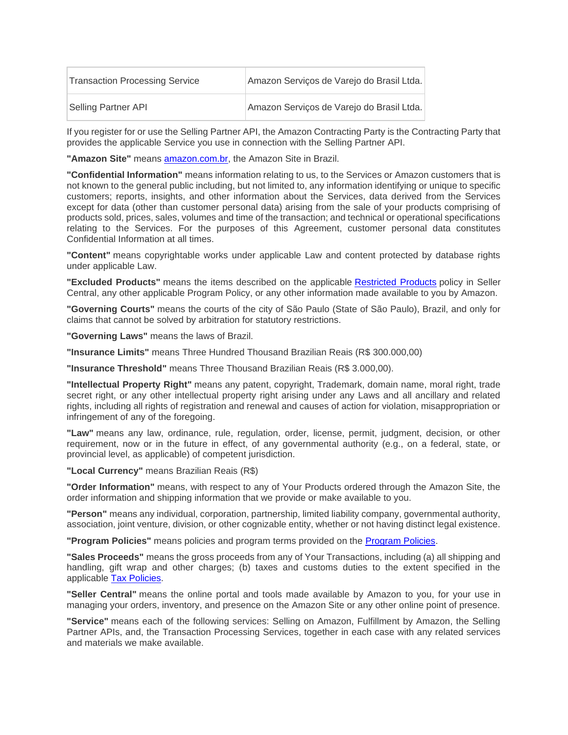| Transaction Processing Service | Amazon Serviços de Varejo do Brasil Ltda. |
| --- | --- |
| Selling Partner API | Amazon Serviços de Varejo do Brasil Ltda. |

If you register for or use the Selling Partner API, the Amazon Contracting Party is the Contracting Party that provides the applicable Service you use in connection with the Selling Partner API.

**"Amazon Site"** means amazon.com.br, the Amazon Site in Brazil.

**"Confidential Information"** means information relating to us, to the Services or Amazon customers that is not known to the general public including, but not limited to, any information identifying or unique to specific customers; reports, insights, and other information about the Services, data derived from the Services except for data (other than customer personal data) arising from the sale of your products comprising of products sold, prices, sales, volumes and time of the transaction; and technical or operational specifications relating to the Services. For the purposes of this Agreement, customer personal data constitutes Confidential Information at all times.

**"Content"** means copyrightable works under applicable Law and content protected by database rights under applicable Law.

**"Excluded Products"** means the items described on the applicable Restricted Products policy in Seller Central, any other applicable Program Policy, or any other information made available to you by Amazon.

**"Governing Courts"** means the courts of the city of São Paulo (State of São Paulo), Brazil, and only for claims that cannot be solved by arbitration for statutory restrictions.

**"Governing Laws"** means the laws of Brazil.

**"Insurance Limits"** means Three Hundred Thousand Brazilian Reais (R$ 300.000,00)

**"Insurance Threshold"** means Three Thousand Brazilian Reais (R$ 3.000,00).

**"Intellectual Property Right"** means any patent, copyright, Trademark, domain name, moral right, trade secret right, or any other intellectual property right arising under any Laws and all ancillary and related rights, including all rights of registration and renewal and causes of action for violation, misappropriation or infringement of any of the foregoing.

**"Law"** means any law, ordinance, rule, regulation, order, license, permit, judgment, decision, or other requirement, now or in the future in effect, of any governmental authority (e.g., on a federal, state, or provincial level, as applicable) of competent jurisdiction.

**"Local Currency"** means Brazilian Reais (R$)

**"Order Information"** means, with respect to any of Your Products ordered through the Amazon Site, the order information and shipping information that we provide or make available to you.

**"Person"** means any individual, corporation, partnership, limited liability company, governmental authority, association, joint venture, division, or other cognizable entity, whether or not having distinct legal existence.

**"Program Policies"** means policies and program terms provided on the Program Policies.

**"Sales Proceeds"** means the gross proceeds from any of Your Transactions, including (a) all shipping and handling, gift wrap and other charges; (b) taxes and customs duties to the extent specified in the applicable Tax Policies.

**"Seller Central"** means the online portal and tools made available by Amazon to you, for your use in managing your orders, inventory, and presence on the Amazon Site or any other online point of presence.

**"Service"** means each of the following services: Selling on Amazon, Fulfillment by Amazon, the Selling Partner APIs, and, the Transaction Processing Services, together in each case with any related services and materials we make available.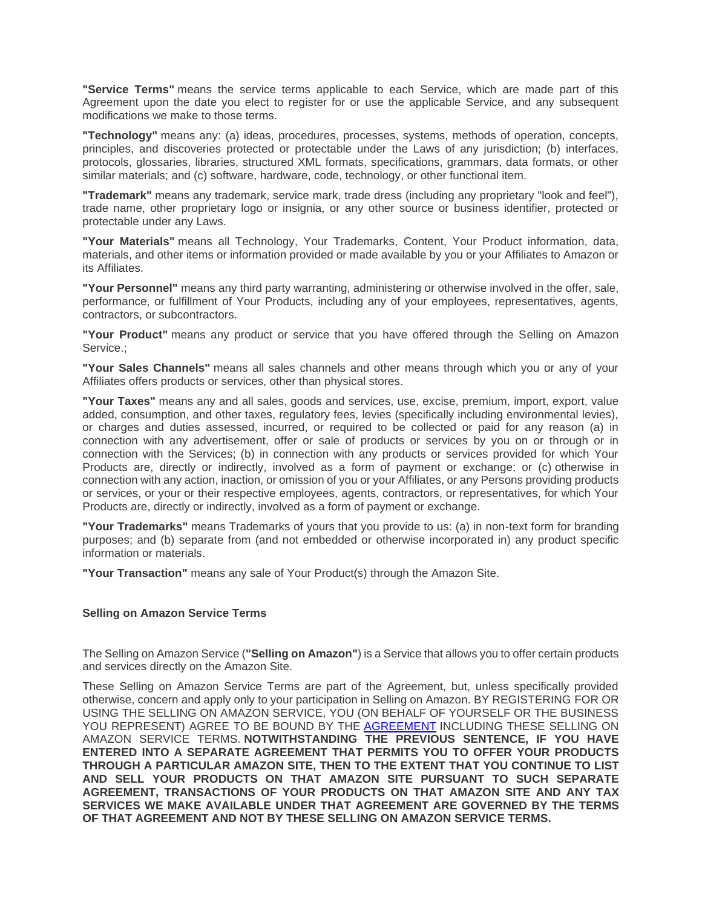**"Service Terms"** means the service terms applicable to each Service, which are made part of this Agreement upon the date you elect to register for or use the applicable Service, and any subsequent modifications we make to those terms.

**"Technology"** means any: (a) ideas, procedures, processes, systems, methods of operation, concepts, principles, and discoveries protected or protectable under the Laws of any jurisdiction; (b) interfaces, protocols, glossaries, libraries, structured XML formats, specifications, grammars, data formats, or other similar materials; and (c) software, hardware, code, technology, or other functional item.

**"Trademark"** means any trademark, service mark, trade dress (including any proprietary "look and feel"), trade name, other proprietary logo or insignia, or any other source or business identifier, protected or protectable under any Laws.

**"Your Materials"** means all Technology, Your Trademarks, Content, Your Product information, data, materials, and other items or information provided or made available by you or your Affiliates to Amazon or its Affiliates.

**"Your Personnel"** means any third party warranting, administering or otherwise involved in the offer, sale, performance, or fulfillment of Your Products, including any of your employees, representatives, agents, contractors, or subcontractors.

**"Your Product"** means any product or service that you have offered through the Selling on Amazon Service.;

**"Your Sales Channels"** means all sales channels and other means through which you or any of your Affiliates offers products or services, other than physical stores.

**"Your Taxes"** means any and all sales, goods and services, use, excise, premium, import, export, value added, consumption, and other taxes, regulatory fees, levies (specifically including environmental levies), or charges and duties assessed, incurred, or required to be collected or paid for any reason (a) in connection with any advertisement, offer or sale of products or services by you on or through or in connection with the Services; (b) in connection with any products or services provided for which Your Products are, directly or indirectly, involved as a form of payment or exchange; or (c) otherwise in connection with any action, inaction, or omission of you or your Affiliates, or any Persons providing products or services, or your or their respective employees, agents, contractors, or representatives, for which Your Products are, directly or indirectly, involved as a form of payment or exchange.

**"Your Trademarks"** means Trademarks of yours that you provide to us: (a) in non-text form for branding purposes; and (b) separate from (and not embedded or otherwise incorporated in) any product specific information or materials.

**"Your Transaction"** means any sale of Your Product(s) through the Amazon Site.

### Selling on Amazon Service Terms

The Selling on Amazon Service (**"Selling on Amazon"**) is a Service that allows you to offer certain products and services directly on the Amazon Site.

These Selling on Amazon Service Terms are part of the Agreement, but, unless specifically provided otherwise, concern and apply only to your participation in Selling on Amazon. BY REGISTERING FOR OR USING THE SELLING ON AMAZON SERVICE, YOU (ON BEHALF OF YOURSELF OR THE BUSINESS YOU REPRESENT) AGREE TO BE BOUND BY THE AGREEMENT INCLUDING THESE SELLING ON AMAZON SERVICE TERMS. **NOTWITHSTANDING THE PREVIOUS SENTENCE, IF YOU HAVE ENTERED INTO A SEPARATE AGREEMENT THAT PERMITS YOU TO OFFER YOUR PRODUCTS THROUGH A PARTICULAR AMAZON SITE, THEN TO THE EXTENT THAT YOU CONTINUE TO LIST AND SELL YOUR PRODUCTS ON THAT AMAZON SITE PURSUANT TO SUCH SEPARATE AGREEMENT, TRANSACTIONS OF YOUR PRODUCTS ON THAT AMAZON SITE AND ANY TAX SERVICES WE MAKE AVAILABLE UNDER THAT AGREEMENT ARE GOVERNED BY THE TERMS OF THAT AGREEMENT AND NOT BY THESE SELLING ON AMAZON SERVICE TERMS.**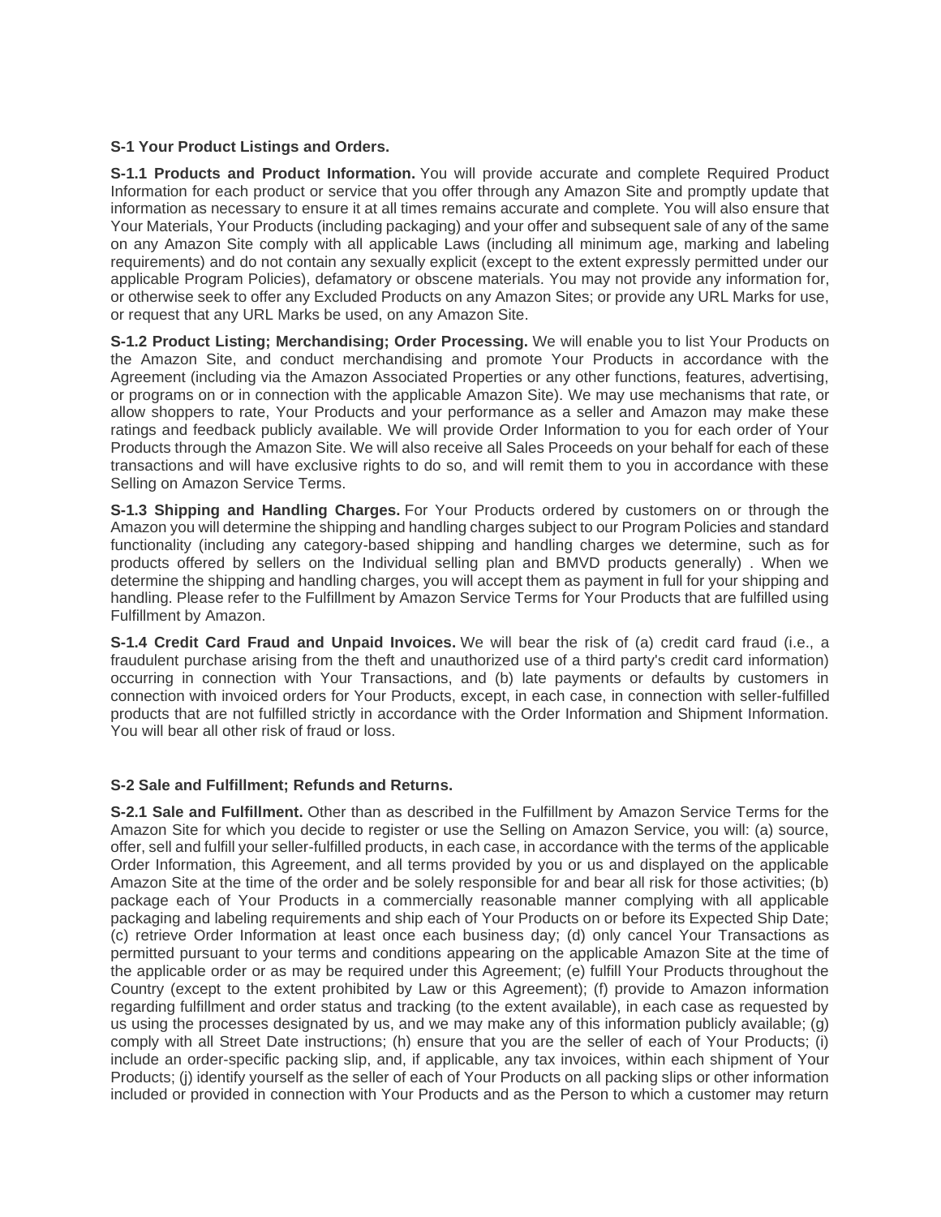**S-1 Your Product Listings and Orders.**

**S-1.1 Products and Product Information.** You will provide accurate and complete Required Product Information for each product or service that you offer through any Amazon Site and promptly update that information as necessary to ensure it at all times remains accurate and complete. You will also ensure that Your Materials, Your Products (including packaging) and your offer and subsequent sale of any of the same on any Amazon Site comply with all applicable Laws (including all minimum age, marking and labeling requirements) and do not contain any sexually explicit (except to the extent expressly permitted under our applicable Program Policies), defamatory or obscene materials. You may not provide any information for, or otherwise seek to offer any Excluded Products on any Amazon Sites; or provide any URL Marks for use, or request that any URL Marks be used, on any Amazon Site.

**S-1.2 Product Listing; Merchandising; Order Processing.** We will enable you to list Your Products on the Amazon Site, and conduct merchandising and promote Your Products in accordance with the Agreement (including via the Amazon Associated Properties or any other functions, features, advertising, or programs on or in connection with the applicable Amazon Site). We may use mechanisms that rate, or allow shoppers to rate, Your Products and your performance as a seller and Amazon may make these ratings and feedback publicly available. We will provide Order Information to you for each order of Your Products through the Amazon Site. We will also receive all Sales Proceeds on your behalf for each of these transactions and will have exclusive rights to do so, and will remit them to you in accordance with these Selling on Amazon Service Terms.

**S-1.3 Shipping and Handling Charges.** For Your Products ordered by customers on or through the Amazon you will determine the shipping and handling charges subject to our Program Policies and standard functionality (including any category-based shipping and handling charges we determine, such as for products offered by sellers on the Individual selling plan and BMVD products generally) . When we determine the shipping and handling charges, you will accept them as payment in full for your shipping and handling. Please refer to the Fulfillment by Amazon Service Terms for Your Products that are fulfilled using Fulfillment by Amazon.

**S-1.4 Credit Card Fraud and Unpaid Invoices.** We will bear the risk of (a) credit card fraud (i.e., a fraudulent purchase arising from the theft and unauthorized use of a third party's credit card information) occurring in connection with Your Transactions, and (b) late payments or defaults by customers in connection with invoiced orders for Your Products, except, in each case, in connection with seller-fulfilled products that are not fulfilled strictly in accordance with the Order Information and Shipment Information. You will bear all other risk of fraud or loss.

**S-2 Sale and Fulfillment; Refunds and Returns.**

**S-2.1 Sale and Fulfillment.** Other than as described in the Fulfillment by Amazon Service Terms for the Amazon Site for which you decide to register or use the Selling on Amazon Service, you will: (a) source, offer, sell and fulfill your seller-fulfilled products, in each case, in accordance with the terms of the applicable Order Information, this Agreement, and all terms provided by you or us and displayed on the applicable Amazon Site at the time of the order and be solely responsible for and bear all risk for those activities; (b) package each of Your Products in a commercially reasonable manner complying with all applicable packaging and labeling requirements and ship each of Your Products on or before its Expected Ship Date; (c) retrieve Order Information at least once each business day; (d) only cancel Your Transactions as permitted pursuant to your terms and conditions appearing on the applicable Amazon Site at the time of the applicable order or as may be required under this Agreement; (e) fulfill Your Products throughout the Country (except to the extent prohibited by Law or this Agreement); (f) provide to Amazon information regarding fulfillment and order status and tracking (to the extent available), in each case as requested by us using the processes designated by us, and we may make any of this information publicly available; (g) comply with all Street Date instructions; (h) ensure that you are the seller of each of Your Products; (i) include an order-specific packing slip, and, if applicable, any tax invoices, within each shipment of Your Products; (j) identify yourself as the seller of each of Your Products on all packing slips or other information included or provided in connection with Your Products and as the Person to which a customer may return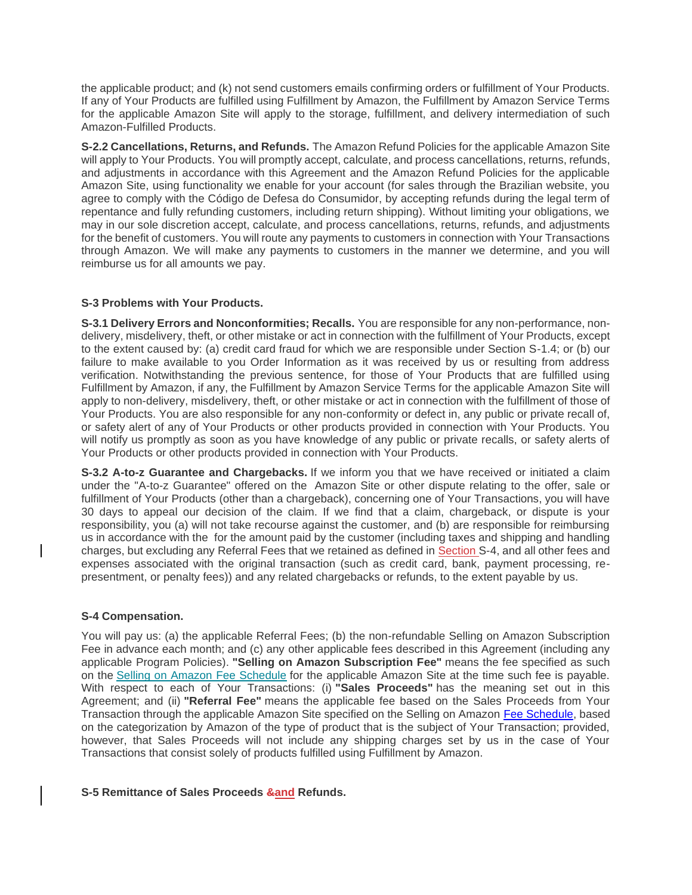the applicable product; and (k) not send customers emails confirming orders or fulfillment of Your Products. If any of Your Products are fulfilled using Fulfillment by Amazon, the Fulfillment by Amazon Service Terms for the applicable Amazon Site will apply to the storage, fulfillment, and delivery intermediation of such Amazon-Fulfilled Products.

**S-2.2 Cancellations, Returns, and Refunds.** The Amazon Refund Policies for the applicable Amazon Site will apply to Your Products. You will promptly accept, calculate, and process cancellations, returns, refunds, and adjustments in accordance with this Agreement and the Amazon Refund Policies for the applicable Amazon Site, using functionality we enable for your account (for sales through the Brazilian website, you agree to comply with the Código de Defesa do Consumidor, by accepting refunds during the legal term of repentance and fully refunding customers, including return shipping). Without limiting your obligations, we may in our sole discretion accept, calculate, and process cancellations, returns, refunds, and adjustments for the benefit of customers. You will route any payments to customers in connection with Your Transactions through Amazon. We will make any payments to customers in the manner we determine, and you will reimburse us for all amounts we pay.

### S-3 Problems with Your Products.

**S-3.1 Delivery Errors and Nonconformities; Recalls.** You are responsible for any non-performance, non-delivery, misdelivery, theft, or other mistake or act in connection with the fulfillment of Your Products, except to the extent caused by: (a) credit card fraud for which we are responsible under Section S-1.4; or (b) our failure to make available to you Order Information as it was received by us or resulting from address verification. Notwithstanding the previous sentence, for those of Your Products that are fulfilled using Fulfillment by Amazon, if any, the Fulfillment by Amazon Service Terms for the applicable Amazon Site will apply to non-delivery, misdelivery, theft, or other mistake or act in connection with the fulfillment of those of Your Products. You are also responsible for any non-conformity or defect in, any public or private recall of, or safety alert of any of Your Products or other products provided in connection with Your Products. You will notify us promptly as soon as you have knowledge of any public or private recalls, or safety alerts of Your Products or other products provided in connection with Your Products.

**S-3.2 A-to-z Guarantee and Chargebacks.** If we inform you that we have received or initiated a claim under the "A-to-z Guarantee" offered on the Amazon Site or other dispute relating to the offer, sale or fulfillment of Your Products (other than a chargeback), concerning one of Your Transactions, you will have 30 days to appeal our decision of the claim. If we find that a claim, chargeback, or dispute is your responsibility, you (a) will not take recourse against the customer, and (b) are responsible for reimbursing us in accordance with the for the amount paid by the customer (including taxes and shipping and handling charges, but excluding any Referral Fees that we retained as defined in Section S-4, and all other fees and expenses associated with the original transaction (such as credit card, bank, payment processing, re-presentment, or penalty fees)) and any related chargebacks or refunds, to the extent payable by us.

### S-4 Compensation.

You will pay us: (a) the applicable Referral Fees; (b) the non-refundable Selling on Amazon Subscription Fee in advance each month; and (c) any other applicable fees described in this Agreement (including any applicable Program Policies). **"Selling on Amazon Subscription Fee"** means the fee specified as such on the Selling on Amazon Fee Schedule for the applicable Amazon Site at the time such fee is payable. With respect to each of Your Transactions: (i) **"Sales Proceeds"** has the meaning set out in this Agreement; and (ii) **"Referral Fee"** means the applicable fee based on the Sales Proceeds from Your Transaction through the applicable Amazon Site specified on the Selling on Amazon Fee Schedule, based on the categorization by Amazon of the type of product that is the subject of Your Transaction; provided, however, that Sales Proceeds will not include any shipping charges set by us in the case of Your Transactions that consist solely of products fulfilled using Fulfillment by Amazon.

### S-5 Remittance of Sales Proceeds ~~&~~and Refunds.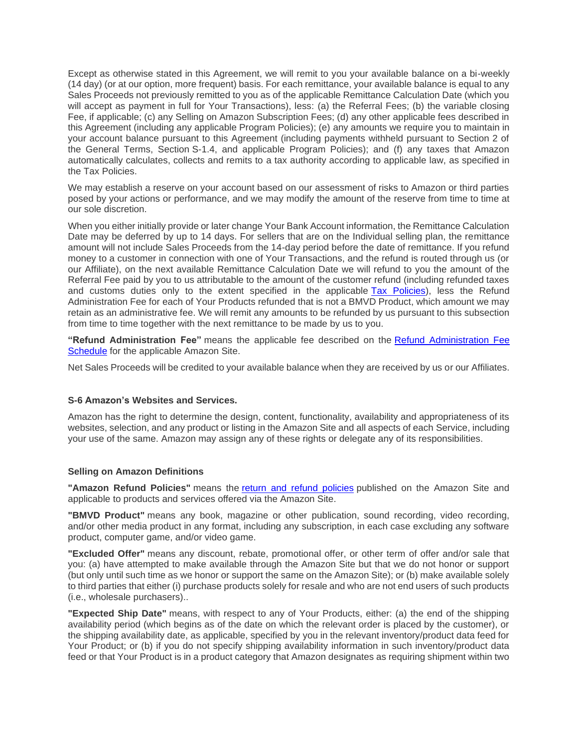Except as otherwise stated in this Agreement, we will remit to you your available balance on a bi-weekly (14 day) (or at our option, more frequent) basis. For each remittance, your available balance is equal to any Sales Proceeds not previously remitted to you as of the applicable Remittance Calculation Date (which you will accept as payment in full for Your Transactions), less: (a) the Referral Fees; (b) the variable closing Fee, if applicable; (c) any Selling on Amazon Subscription Fees; (d) any other applicable fees described in this Agreement (including any applicable Program Policies); (e) any amounts we require you to maintain in your account balance pursuant to this Agreement (including payments withheld pursuant to Section 2 of the General Terms, Section S-1.4, and applicable Program Policies); and (f) any taxes that Amazon automatically calculates, collects and remits to a tax authority according to applicable law, as specified in the Tax Policies.

We may establish a reserve on your account based on our assessment of risks to Amazon or third parties posed by your actions or performance, and we may modify the amount of the reserve from time to time at our sole discretion.

When you either initially provide or later change Your Bank Account information, the Remittance Calculation Date may be deferred by up to 14 days. For sellers that are on the Individual selling plan, the remittance amount will not include Sales Proceeds from the 14-day period before the date of remittance. If you refund money to a customer in connection with one of Your Transactions, and the refund is routed through us (or our Affiliate), on the next available Remittance Calculation Date we will refund to you the amount of the Referral Fee paid by you to us attributable to the amount of the customer refund (including refunded taxes and customs duties only to the extent specified in the applicable Tax Policies), less the Refund Administration Fee for each of Your Products refunded that is not a BMVD Product, which amount we may retain as an administrative fee. We will remit any amounts to be refunded by us pursuant to this subsection from time to time together with the next remittance to be made by us to you.

**"Refund Administration Fee"** means the applicable fee described on the Refund Administration Fee Schedule for the applicable Amazon Site.

Net Sales Proceeds will be credited to your available balance when they are received by us or our Affiliates.

### S-6 Amazon's Websites and Services.

Amazon has the right to determine the design, content, functionality, availability and appropriateness of its websites, selection, and any product or listing in the Amazon Site and all aspects of each Service, including your use of the same. Amazon may assign any of these rights or delegate any of its responsibilities.

### Selling on Amazon Definitions

**"Amazon Refund Policies"** means the return and refund policies published on the Amazon Site and applicable to products and services offered via the Amazon Site.

**"BMVD Product"** means any book, magazine or other publication, sound recording, video recording, and/or other media product in any format, including any subscription, in each case excluding any software product, computer game, and/or video game.

**"Excluded Offer"** means any discount, rebate, promotional offer, or other term of offer and/or sale that you: (a) have attempted to make available through the Amazon Site but that we do not honor or support (but only until such time as we honor or support the same on the Amazon Site); or (b) make available solely to third parties that either (i) purchase products solely for resale and who are not end users of such products (i.e., wholesale purchasers)..

**"Expected Ship Date"** means, with respect to any of Your Products, either: (a) the end of the shipping availability period (which begins as of the date on which the relevant order is placed by the customer), or the shipping availability date, as applicable, specified by you in the relevant inventory/product data feed for Your Product; or (b) if you do not specify shipping availability information in such inventory/product data feed or that Your Product is in a product category that Amazon designates as requiring shipment within two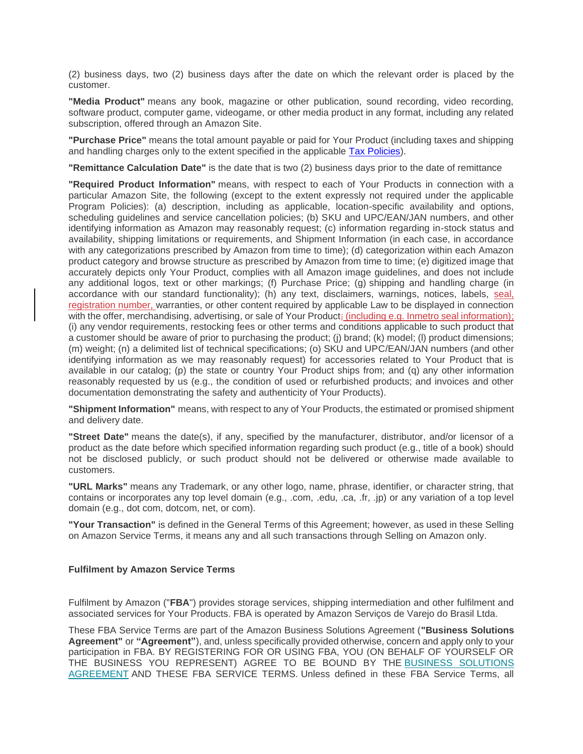(2) business days, two (2) business days after the date on which the relevant order is placed by the customer.

**"Media Product"** means any book, magazine or other publication, sound recording, video recording, software product, computer game, videogame, or other media product in any format, including any related subscription, offered through an Amazon Site.

**"Purchase Price"** means the total amount payable or paid for Your Product (including taxes and shipping and handling charges only to the extent specified in the applicable Tax Policies).

**"Remittance Calculation Date"** is the date that is two (2) business days prior to the date of remittance

**"Required Product Information"** means, with respect to each of Your Products in connection with a particular Amazon Site, the following (except to the extent expressly not required under the applicable Program Policies): (a) description, including as applicable, location-specific availability and options, scheduling guidelines and service cancellation policies; (b) SKU and UPC/EAN/JAN numbers, and other identifying information as Amazon may reasonably request; (c) information regarding in-stock status and availability, shipping limitations or requirements, and Shipment Information (in each case, in accordance with any categorizations prescribed by Amazon from time to time); (d) categorization within each Amazon product category and browse structure as prescribed by Amazon from time to time; (e) digitized image that accurately depicts only Your Product, complies with all Amazon image guidelines, and does not include any additional logos, text or other markings; (f) Purchase Price; (g) shipping and handling charge (in accordance with our standard functionality); (h) any text, disclaimers, warnings, notices, labels, seal, registration number, warranties, or other content required by applicable Law to be displayed in connection with the offer, merchandising, advertising, or sale of Your Product; (including e.g. Inmetro seal information); (i) any vendor requirements, restocking fees or other terms and conditions applicable to such product that a customer should be aware of prior to purchasing the product; (j) brand; (k) model; (l) product dimensions; (m) weight; (n) a delimited list of technical specifications; (o) SKU and UPC/EAN/JAN numbers (and other identifying information as we may reasonably request) for accessories related to Your Product that is available in our catalog; (p) the state or country Your Product ships from; and (q) any other information reasonably requested by us (e.g., the condition of used or refurbished products; and invoices and other documentation demonstrating the safety and authenticity of Your Products).

**"Shipment Information"** means, with respect to any of Your Products, the estimated or promised shipment and delivery date.

**"Street Date"** means the date(s), if any, specified by the manufacturer, distributor, and/or licensor of a product as the date before which specified information regarding such product (e.g., title of a book) should not be disclosed publicly, or such product should not be delivered or otherwise made available to customers.

**"URL Marks"** means any Trademark, or any other logo, name, phrase, identifier, or character string, that contains or incorporates any top level domain (e.g., .com, .edu, .ca, .fr, .jp) or any variation of a top level domain (e.g., dot com, dotcom, net, or com).

**"Your Transaction"** is defined in the General Terms of this Agreement; however, as used in these Selling on Amazon Service Terms, it means any and all such transactions through Selling on Amazon only.

## Fulfilment by Amazon Service Terms

Fulfilment by Amazon ("**FBA**") provides storage services, shipping intermediation and other fulfilment and associated services for Your Products. FBA is operated by Amazon Serviços de Varejo do Brasil Ltda.

These FBA Service Terms are part of the Amazon Business Solutions Agreement (**"Business Solutions Agreement"** or **"Agreement"**), and, unless specifically provided otherwise, concern and apply only to your participation in FBA. BY REGISTERING FOR OR USING FBA, YOU (ON BEHALF OF YOURSELF OR THE BUSINESS YOU REPRESENT) AGREE TO BE BOUND BY THE BUSINESS SOLUTIONS AGREEMENT AND THESE FBA SERVICE TERMS. Unless defined in these FBA Service Terms, all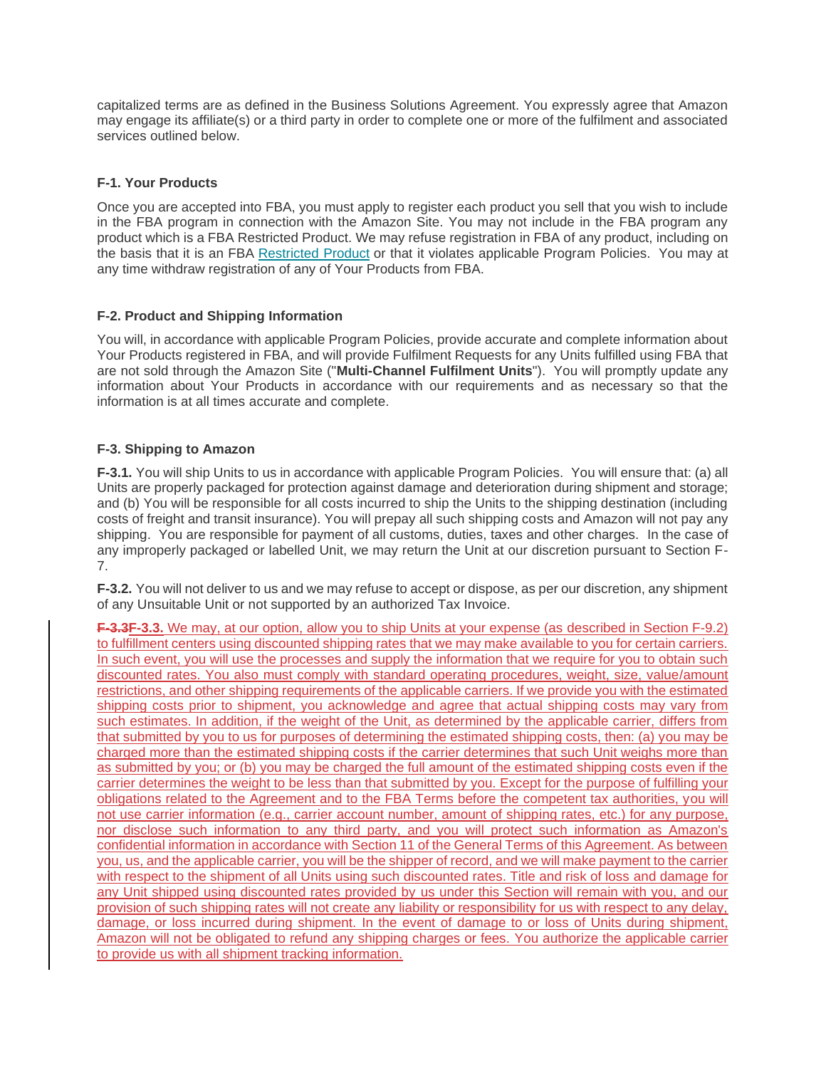capitalized terms are as defined in the Business Solutions Agreement. You expressly agree that Amazon may engage its affiliate(s) or a third party in order to complete one or more of the fulfilment and associated services outlined below.

### F-1. Your Products

Once you are accepted into FBA, you must apply to register each product you sell that you wish to include in the FBA program in connection with the Amazon Site. You may not include in the FBA program any product which is a FBA Restricted Product. We may refuse registration in FBA of any product, including on the basis that it is an FBA Restricted Product or that it violates applicable Program Policies. You may at any time withdraw registration of any of Your Products from FBA.

### F-2. Product and Shipping Information

You will, in accordance with applicable Program Policies, provide accurate and complete information about Your Products registered in FBA, and will provide Fulfilment Requests for any Units fulfilled using FBA that are not sold through the Amazon Site ("**Multi-Channel Fulfilment Units**"). You will promptly update any information about Your Products in accordance with our requirements and as necessary so that the information is at all times accurate and complete.

### F-3. Shipping to Amazon

**F-3.1.** You will ship Units to us in accordance with applicable Program Policies. You will ensure that: (a) all Units are properly packaged for protection against damage and deterioration during shipment and storage; and (b) You will be responsible for all costs incurred to ship the Units to the shipping destination (including costs of freight and transit insurance). You will prepay all such shipping costs and Amazon will not pay any shipping. You are responsible for payment of all customs, duties, taxes and other charges. In the case of any improperly packaged or labelled Unit, we may return the Unit at our discretion pursuant to Section F-7.

**F-3.2.** You will not deliver to us and we may refuse to accept or dispose, as per our discretion, any shipment of any Unsuitable Unit or not supported by an authorized Tax Invoice.

~~**F-3.3**~~**F-3.3.** We may, at our option, allow you to ship Units at your expense (as described in Section F-9.2) to fulfillment centers using discounted shipping rates that we may make available to you for certain carriers. In such event, you will use the processes and supply the information that we require for you to obtain such discounted rates. You also must comply with standard operating procedures, weight, size, value/amount restrictions, and other shipping requirements of the applicable carriers. If we provide you with the estimated shipping costs prior to shipment, you acknowledge and agree that actual shipping costs may vary from such estimates. In addition, if the weight of the Unit, as determined by the applicable carrier, differs from that submitted by you to us for purposes of determining the estimated shipping costs, then: (a) you may be charged more than the estimated shipping costs if the carrier determines that such Unit weighs more than as submitted by you; or (b) you may be charged the full amount of the estimated shipping costs even if the carrier determines the weight to be less than that submitted by you. Except for the purpose of fulfilling your obligations related to the Agreement and to the FBA Terms before the competent tax authorities, you will not use carrier information (e.g., carrier account number, amount of shipping rates, etc.) for any purpose, nor disclose such information to any third party, and you will protect such information as Amazon's confidential information in accordance with Section 11 of the General Terms of this Agreement. As between you, us, and the applicable carrier, you will be the shipper of record, and we will make payment to the carrier with respect to the shipment of all Units using such discounted rates. Title and risk of loss and damage for any Unit shipped using discounted rates provided by us under this Section will remain with you, and our provision of such shipping rates will not create any liability or responsibility for us with respect to any delay, damage, or loss incurred during shipment. In the event of damage to or loss of Units during shipment, Amazon will not be obligated to refund any shipping charges or fees. You authorize the applicable carrier to provide us with all shipment tracking information.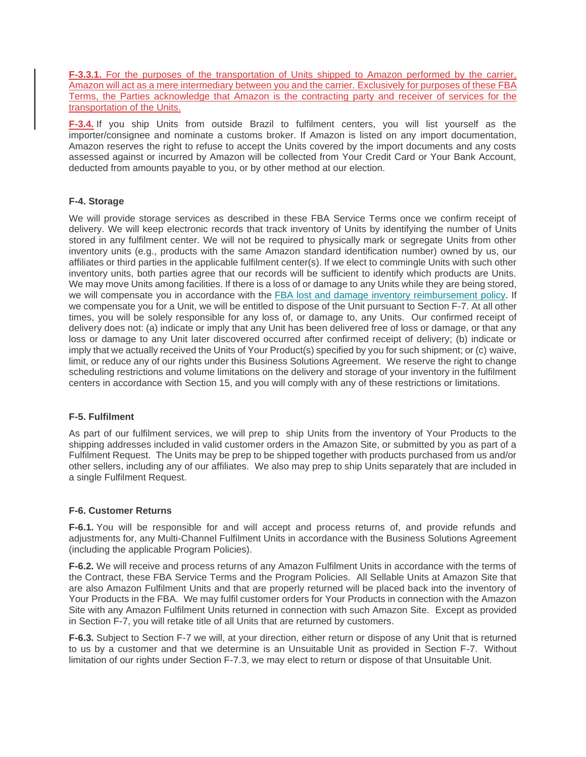**F-3.3.1.** For the purposes of the transportation of Units shipped to Amazon performed by the carrier, Amazon will act as a mere intermediary between you and the carrier. Exclusively for purposes of these FBA Terms, the Parties acknowledge that Amazon is the contracting party and receiver of services for the transportation of the Units.

**F-3.4.** If you ship Units from outside Brazil to fulfilment centers, you will list yourself as the importer/consignee and nominate a customs broker. If Amazon is listed on any import documentation, Amazon reserves the right to refuse to accept the Units covered by the import documents and any costs assessed against or incurred by Amazon will be collected from Your Credit Card or Your Bank Account, deducted from amounts payable to you, or by other method at our election.

### F-4. Storage

We will provide storage services as described in these FBA Service Terms once we confirm receipt of delivery. We will keep electronic records that track inventory of Units by identifying the number of Units stored in any fulfilment center. We will not be required to physically mark or segregate Units from other inventory units (e.g., products with the same Amazon standard identification number) owned by us, our affiliates or third parties in the applicable fulfilment center(s). If we elect to commingle Units with such other inventory units, both parties agree that our records will be sufficient to identify which products are Units. We may move Units among facilities. If there is a loss of or damage to any Units while they are being stored, we will compensate you in accordance with the FBA lost and damage inventory reimbursement policy. If we compensate you for a Unit, we will be entitled to dispose of the Unit pursuant to Section F-7. At all other times, you will be solely responsible for any loss of, or damage to, any Units. Our confirmed receipt of delivery does not: (a) indicate or imply that any Unit has been delivered free of loss or damage, or that any loss or damage to any Unit later discovered occurred after confirmed receipt of delivery; (b) indicate or imply that we actually received the Units of Your Product(s) specified by you for such shipment; or (c) waive, limit, or reduce any of our rights under this Business Solutions Agreement. We reserve the right to change scheduling restrictions and volume limitations on the delivery and storage of your inventory in the fulfilment centers in accordance with Section 15, and you will comply with any of these restrictions or limitations.

### F-5. Fulfilment

As part of our fulfilment services, we will prep to ship Units from the inventory of Your Products to the shipping addresses included in valid customer orders in the Amazon Site, or submitted by you as part of a Fulfilment Request. The Units may be prep to be shipped together with products purchased from us and/or other sellers, including any of our affiliates. We also may prep to ship Units separately that are included in a single Fulfilment Request.

### F-6. Customer Returns

**F-6.1.** You will be responsible for and will accept and process returns of, and provide refunds and adjustments for, any Multi-Channel Fulfilment Units in accordance with the Business Solutions Agreement (including the applicable Program Policies).

**F-6.2.** We will receive and process returns of any Amazon Fulfilment Units in accordance with the terms of the Contract, these FBA Service Terms and the Program Policies. All Sellable Units at Amazon Site that are also Amazon Fulfilment Units and that are properly returned will be placed back into the inventory of Your Products in the FBA. We may fulfil customer orders for Your Products in connection with the Amazon Site with any Amazon Fulfilment Units returned in connection with such Amazon Site. Except as provided in Section F-7, you will retake title of all Units that are returned by customers.

**F-6.3.** Subject to Section F-7 we will, at your direction, either return or dispose of any Unit that is returned to us by a customer and that we determine is an Unsuitable Unit as provided in Section F-7. Without limitation of our rights under Section F-7.3, we may elect to return or dispose of that Unsuitable Unit.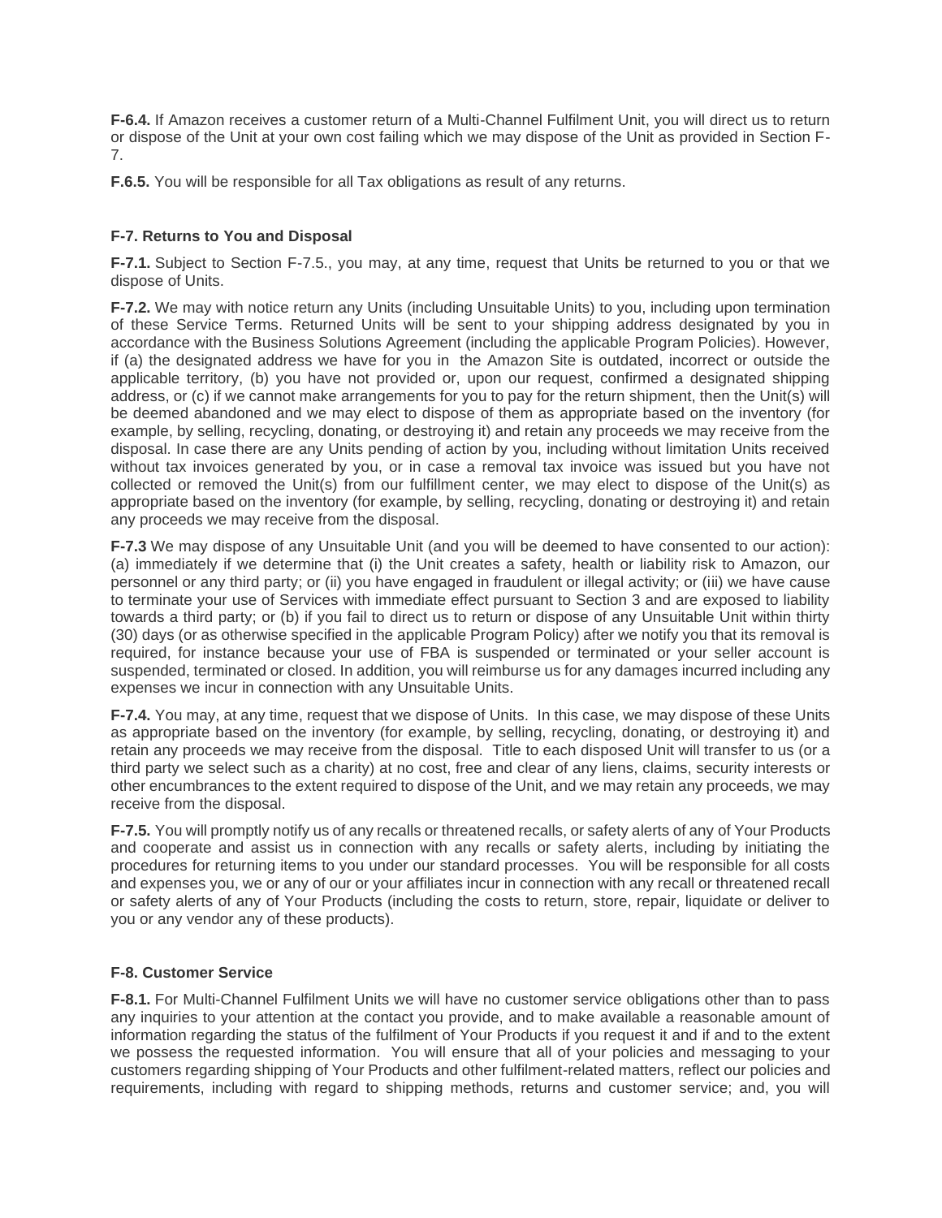**F-6.4.** If Amazon receives a customer return of a Multi-Channel Fulfilment Unit, you will direct us to return or dispose of the Unit at your own cost failing which we may dispose of the Unit as provided in Section F-7.

**F.6.5.** You will be responsible for all Tax obligations as result of any returns.

### F-7. Returns to You and Disposal

**F-7.1.** Subject to Section F-7.5., you may, at any time, request that Units be returned to you or that we dispose of Units.

**F-7.2.** We may with notice return any Units (including Unsuitable Units) to you, including upon termination of these Service Terms. Returned Units will be sent to your shipping address designated by you in accordance with the Business Solutions Agreement (including the applicable Program Policies). However, if (a) the designated address we have for you in the Amazon Site is outdated, incorrect or outside the applicable territory, (b) you have not provided or, upon our request, confirmed a designated shipping address, or (c) if we cannot make arrangements for you to pay for the return shipment, then the Unit(s) will be deemed abandoned and we may elect to dispose of them as appropriate based on the inventory (for example, by selling, recycling, donating, or destroying it) and retain any proceeds we may receive from the disposal. In case there are any Units pending of action by you, including without limitation Units received without tax invoices generated by you, or in case a removal tax invoice was issued but you have not collected or removed the Unit(s) from our fulfillment center, we may elect to dispose of the Unit(s) as appropriate based on the inventory (for example, by selling, recycling, donating or destroying it) and retain any proceeds we may receive from the disposal.

**F-7.3** We may dispose of any Unsuitable Unit (and you will be deemed to have consented to our action): (a) immediately if we determine that (i) the Unit creates a safety, health or liability risk to Amazon, our personnel or any third party; or (ii) you have engaged in fraudulent or illegal activity; or (iii) we have cause to terminate your use of Services with immediate effect pursuant to Section 3 and are exposed to liability towards a third party; or (b) if you fail to direct us to return or dispose of any Unsuitable Unit within thirty (30) days (or as otherwise specified in the applicable Program Policy) after we notify you that its removal is required, for instance because your use of FBA is suspended or terminated or your seller account is suspended, terminated or closed. In addition, you will reimburse us for any damages incurred including any expenses we incur in connection with any Unsuitable Units.

**F-7.4.** You may, at any time, request that we dispose of Units. In this case, we may dispose of these Units as appropriate based on the inventory (for example, by selling, recycling, donating, or destroying it) and retain any proceeds we may receive from the disposal. Title to each disposed Unit will transfer to us (or a third party we select such as a charity) at no cost, free and clear of any liens, claims, security interests or other encumbrances to the extent required to dispose of the Unit, and we may retain any proceeds, we may receive from the disposal.

**F-7.5.** You will promptly notify us of any recalls or threatened recalls, or safety alerts of any of Your Products and cooperate and assist us in connection with any recalls or safety alerts, including by initiating the procedures for returning items to you under our standard processes. You will be responsible for all costs and expenses you, we or any of our or your affiliates incur in connection with any recall or threatened recall or safety alerts of any of Your Products (including the costs to return, store, repair, liquidate or deliver to you or any vendor any of these products).

### F-8. Customer Service

**F-8.1.** For Multi-Channel Fulfilment Units we will have no customer service obligations other than to pass any inquiries to your attention at the contact you provide, and to make available a reasonable amount of information regarding the status of the fulfilment of Your Products if you request it and if and to the extent we possess the requested information. You will ensure that all of your policies and messaging to your customers regarding shipping of Your Products and other fulfilment-related matters, reflect our policies and requirements, including with regard to shipping methods, returns and customer service; and, you will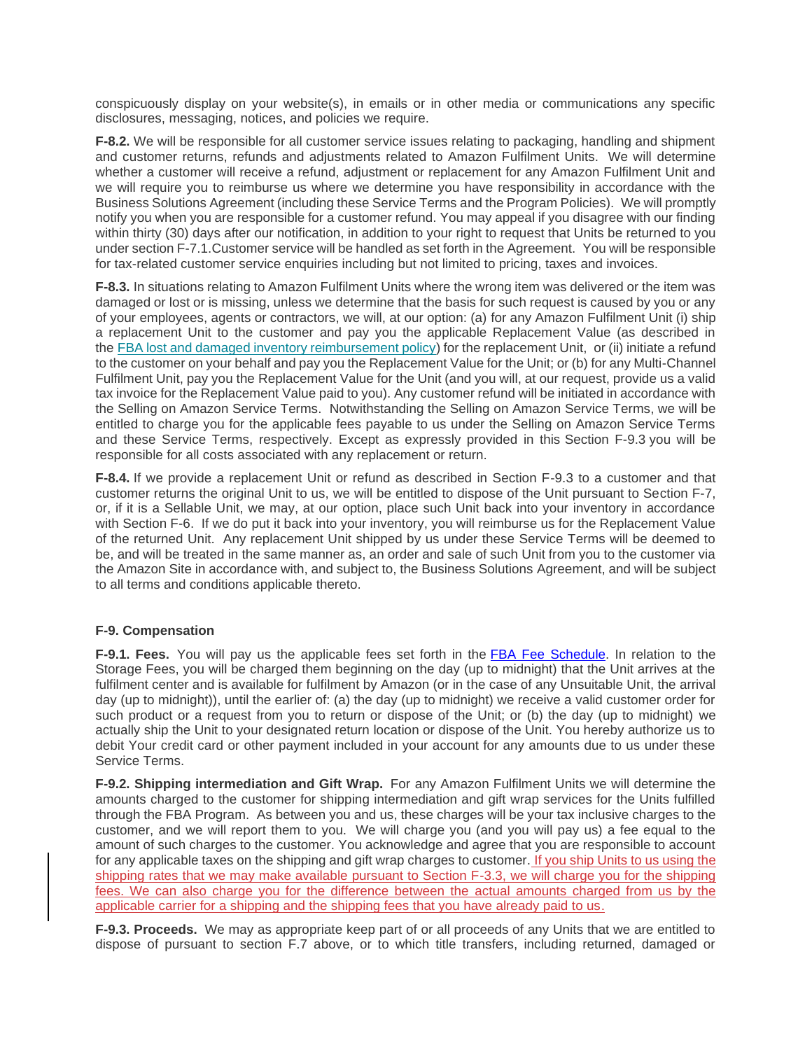conspicuously display on your website(s), in emails or in other media or communications any specific disclosures, messaging, notices, and policies we require.

**F-8.2.** We will be responsible for all customer service issues relating to packaging, handling and shipment and customer returns, refunds and adjustments related to Amazon Fulfilment Units. We will determine whether a customer will receive a refund, adjustment or replacement for any Amazon Fulfilment Unit and we will require you to reimburse us where we determine you have responsibility in accordance with the Business Solutions Agreement (including these Service Terms and the Program Policies). We will promptly notify you when you are responsible for a customer refund. You may appeal if you disagree with our finding within thirty (30) days after our notification, in addition to your right to request that Units be returned to you under section F-7.1.Customer service will be handled as set forth in the Agreement. You will be responsible for tax-related customer service enquiries including but not limited to pricing, taxes and invoices.

**F-8.3.** In situations relating to Amazon Fulfilment Units where the wrong item was delivered or the item was damaged or lost or is missing, unless we determine that the basis for such request is caused by you or any of your employees, agents or contractors, we will, at our option: (a) for any Amazon Fulfilment Unit (i) ship a replacement Unit to the customer and pay you the applicable Replacement Value (as described in the FBA lost and damaged inventory reimbursement policy) for the replacement Unit, or (ii) initiate a refund to the customer on your behalf and pay you the Replacement Value for the Unit; or (b) for any Multi-Channel Fulfilment Unit, pay you the Replacement Value for the Unit (and you will, at our request, provide us a valid tax invoice for the Replacement Value paid to you). Any customer refund will be initiated in accordance with the Selling on Amazon Service Terms. Notwithstanding the Selling on Amazon Service Terms, we will be entitled to charge you for the applicable fees payable to us under the Selling on Amazon Service Terms and these Service Terms, respectively. Except as expressly provided in this Section F-9.3 you will be responsible for all costs associated with any replacement or return.

**F-8.4.** If we provide a replacement Unit or refund as described in Section F-9.3 to a customer and that customer returns the original Unit to us, we will be entitled to dispose of the Unit pursuant to Section F-7, or, if it is a Sellable Unit, we may, at our option, place such Unit back into your inventory in accordance with Section F-6. If we do put it back into your inventory, you will reimburse us for the Replacement Value of the returned Unit. Any replacement Unit shipped by us under these Service Terms will be deemed to be, and will be treated in the same manner as, an order and sale of such Unit from you to the customer via the Amazon Site in accordance with, and subject to, the Business Solutions Agreement, and will be subject to all terms and conditions applicable thereto.

**F-9. Compensation**

**F-9.1. Fees.** You will pay us the applicable fees set forth in the FBA Fee Schedule. In relation to the Storage Fees, you will be charged them beginning on the day (up to midnight) that the Unit arrives at the fulfilment center and is available for fulfilment by Amazon (or in the case of any Unsuitable Unit, the arrival day (up to midnight)), until the earlier of: (a) the day (up to midnight) we receive a valid customer order for such product or a request from you to return or dispose of the Unit; or (b) the day (up to midnight) we actually ship the Unit to your designated return location or dispose of the Unit. You hereby authorize us to debit Your credit card or other payment included in your account for any amounts due to us under these Service Terms.

**F-9.2. Shipping intermediation and Gift Wrap.** For any Amazon Fulfilment Units we will determine the amounts charged to the customer for shipping intermediation and gift wrap services for the Units fulfilled through the FBA Program. As between you and us, these charges will be your tax inclusive charges to the customer, and we will report them to you. We will charge you (and you will pay us) a fee equal to the amount of such charges to the customer. You acknowledge and agree that you are responsible to account for any applicable taxes on the shipping and gift wrap charges to customer. If you ship Units to us using the shipping rates that we may make available pursuant to Section F-3.3, we will charge you for the shipping fees. We can also charge you for the difference between the actual amounts charged from us by the applicable carrier for a shipping and the shipping fees that you have already paid to us.

**F-9.3. Proceeds.** We may as appropriate keep part of or all proceeds of any Units that we are entitled to dispose of pursuant to section F.7 above, or to which title transfers, including returned, damaged or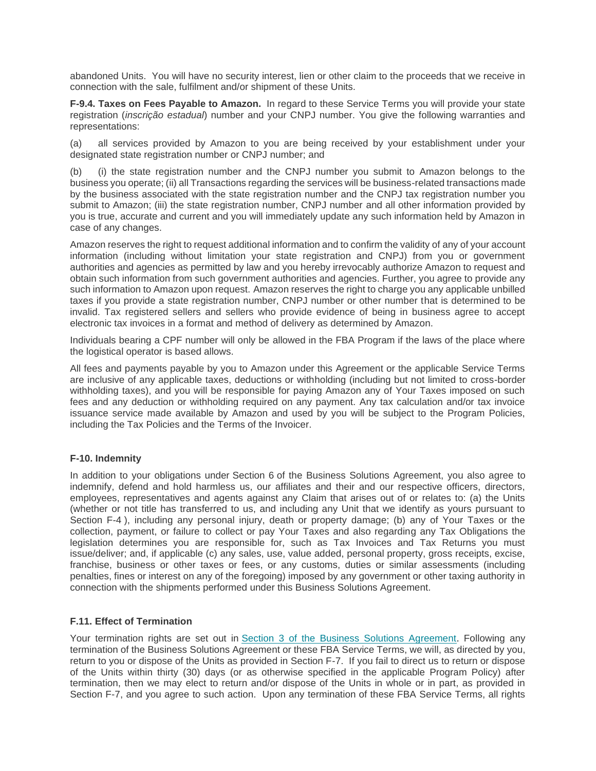abandoned Units. You will have no security interest, lien or other claim to the proceeds that we receive in connection with the sale, fulfilment and/or shipment of these Units.

**F-9.4. Taxes on Fees Payable to Amazon.** In regard to these Service Terms you will provide your state registration (*inscrição estadual*) number and your CNPJ number. You give the following warranties and representations:

(a) all services provided by Amazon to you are being received by your establishment under your designated state registration number or CNPJ number; and

(b) (i) the state registration number and the CNPJ number you submit to Amazon belongs to the business you operate; (ii) all Transactions regarding the services will be business-related transactions made by the business associated with the state registration number and the CNPJ tax registration number you submit to Amazon; (iii) the state registration number, CNPJ number and all other information provided by you is true, accurate and current and you will immediately update any such information held by Amazon in case of any changes.

Amazon reserves the right to request additional information and to confirm the validity of any of your account information (including without limitation your state registration and CNPJ) from you or government authorities and agencies as permitted by law and you hereby irrevocably authorize Amazon to request and obtain such information from such government authorities and agencies. Further, you agree to provide any such information to Amazon upon request. Amazon reserves the right to charge you any applicable unbilled taxes if you provide a state registration number, CNPJ number or other number that is determined to be invalid. Tax registered sellers and sellers who provide evidence of being in business agree to accept electronic tax invoices in a format and method of delivery as determined by Amazon.

Individuals bearing a CPF number will only be allowed in the FBA Program if the laws of the place where the logistical operator is based allows.

All fees and payments payable by you to Amazon under this Agreement or the applicable Service Terms are inclusive of any applicable taxes, deductions or withholding (including but not limited to cross-border withholding taxes), and you will be responsible for paying Amazon any of Your Taxes imposed on such fees and any deduction or withholding required on any payment. Any tax calculation and/or tax invoice issuance service made available by Amazon and used by you will be subject to the Program Policies, including the Tax Policies and the Terms of the Invoicer.

### F-10. Indemnity

In addition to your obligations under Section 6 of the Business Solutions Agreement, you also agree to indemnify, defend and hold harmless us, our affiliates and their and our respective officers, directors, employees, representatives and agents against any Claim that arises out of or relates to: (a) the Units (whether or not title has transferred to us, and including any Unit that we identify as yours pursuant to Section F-4 ), including any personal injury, death or property damage; (b) any of Your Taxes or the collection, payment, or failure to collect or pay Your Taxes and also regarding any Tax Obligations the legislation determines you are responsible for, such as Tax Invoices and Tax Returns you must issue/deliver; and, if applicable (c) any sales, use, value added, personal property, gross receipts, excise, franchise, business or other taxes or fees, or any customs, duties or similar assessments (including penalties, fines or interest on any of the foregoing) imposed by any government or other taxing authority in connection with the shipments performed under this Business Solutions Agreement.

### F.11. Effect of Termination

Your termination rights are set out in [Section 3 of the Business Solutions Agreement](). Following any termination of the Business Solutions Agreement or these FBA Service Terms, we will, as directed by you, return to you or dispose of the Units as provided in Section F-7. If you fail to direct us to return or dispose of the Units within thirty (30) days (or as otherwise specified in the applicable Program Policy) after termination, then we may elect to return and/or dispose of the Units in whole or in part, as provided in Section F-7, and you agree to such action. Upon any termination of these FBA Service Terms, all rights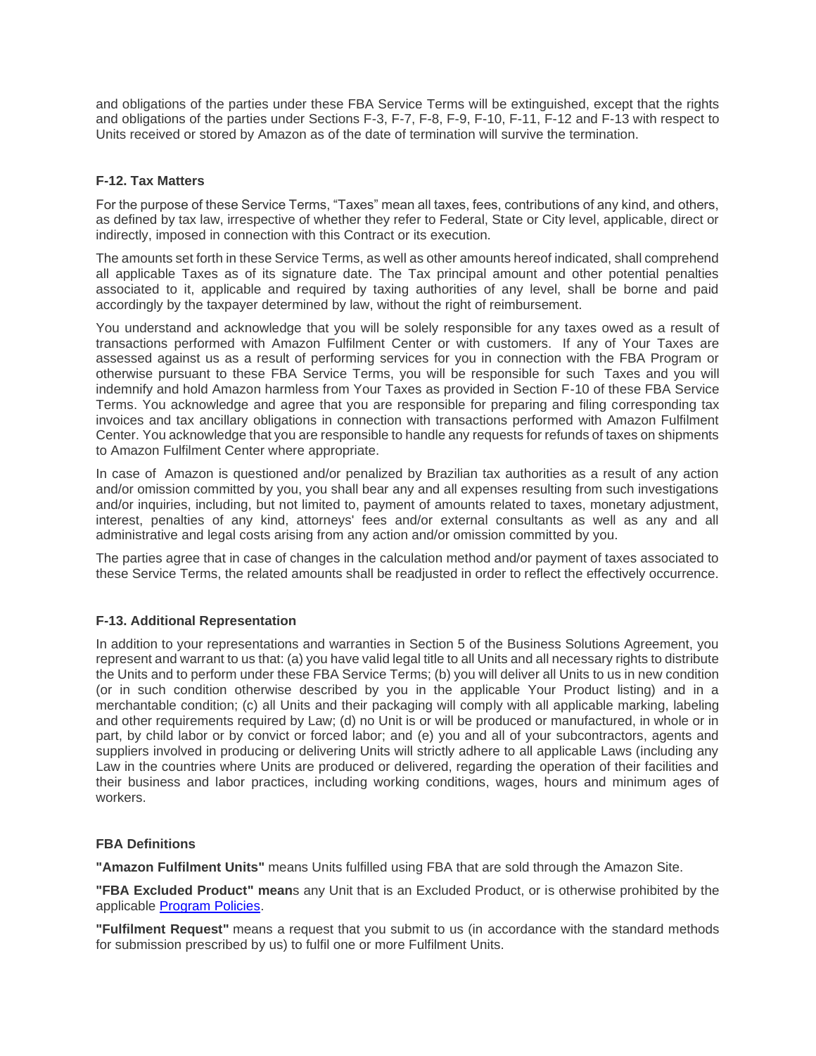and obligations of the parties under these FBA Service Terms will be extinguished, except that the rights and obligations of the parties under Sections F-3, F-7, F-8, F-9, F-10, F-11, F-12 and F-13 with respect to Units received or stored by Amazon as of the date of termination will survive the termination.

**F-12. Tax Matters**

For the purpose of these Service Terms, "Taxes" mean all taxes, fees, contributions of any kind, and others, as defined by tax law, irrespective of whether they refer to Federal, State or City level, applicable, direct or indirectly, imposed in connection with this Contract or its execution.

The amounts set forth in these Service Terms, as well as other amounts hereof indicated, shall comprehend all applicable Taxes as of its signature date. The Tax principal amount and other potential penalties associated to it, applicable and required by taxing authorities of any level, shall be borne and paid accordingly by the taxpayer determined by law, without the right of reimbursement.

You understand and acknowledge that you will be solely responsible for any taxes owed as a result of transactions performed with Amazon Fulfilment Center or with customers. If any of Your Taxes are assessed against us as a result of performing services for you in connection with the FBA Program or otherwise pursuant to these FBA Service Terms, you will be responsible for such Taxes and you will indemnify and hold Amazon harmless from Your Taxes as provided in Section F-10 of these FBA Service Terms. You acknowledge and agree that you are responsible for preparing and filing corresponding tax invoices and tax ancillary obligations in connection with transactions performed with Amazon Fulfilment Center. You acknowledge that you are responsible to handle any requests for refunds of taxes on shipments to Amazon Fulfilment Center where appropriate.

In case of Amazon is questioned and/or penalized by Brazilian tax authorities as a result of any action and/or omission committed by you, you shall bear any and all expenses resulting from such investigations and/or inquiries, including, but not limited to, payment of amounts related to taxes, monetary adjustment, interest, penalties of any kind, attorneys' fees and/or external consultants as well as any and all administrative and legal costs arising from any action and/or omission committed by you.

The parties agree that in case of changes in the calculation method and/or payment of taxes associated to these Service Terms, the related amounts shall be readjusted in order to reflect the effectively occurrence.

**F-13. Additional Representation**

In addition to your representations and warranties in Section 5 of the Business Solutions Agreement, you represent and warrant to us that: (a) you have valid legal title to all Units and all necessary rights to distribute the Units and to perform under these FBA Service Terms; (b) you will deliver all Units to us in new condition (or in such condition otherwise described by you in the applicable Your Product listing) and in a merchantable condition; (c) all Units and their packaging will comply with all applicable marking, labeling and other requirements required by Law; (d) no Unit is or will be produced or manufactured, in whole or in part, by child labor or by convict or forced labor; and (e) you and all of your subcontractors, agents and suppliers involved in producing or delivering Units will strictly adhere to all applicable Laws (including any Law in the countries where Units are produced or delivered, regarding the operation of their facilities and their business and labor practices, including working conditions, wages, hours and minimum ages of workers.

**FBA Definitions**

**"Amazon Fulfilment Units"** means Units fulfilled using FBA that are sold through the Amazon Site.

**"FBA Excluded Product" mean**s any Unit that is an Excluded Product, or is otherwise prohibited by the applicable [Program Policies](Program Policies).

**"Fulfilment Request"** means a request that you submit to us (in accordance with the standard methods for submission prescribed by us) to fulfil one or more Fulfilment Units.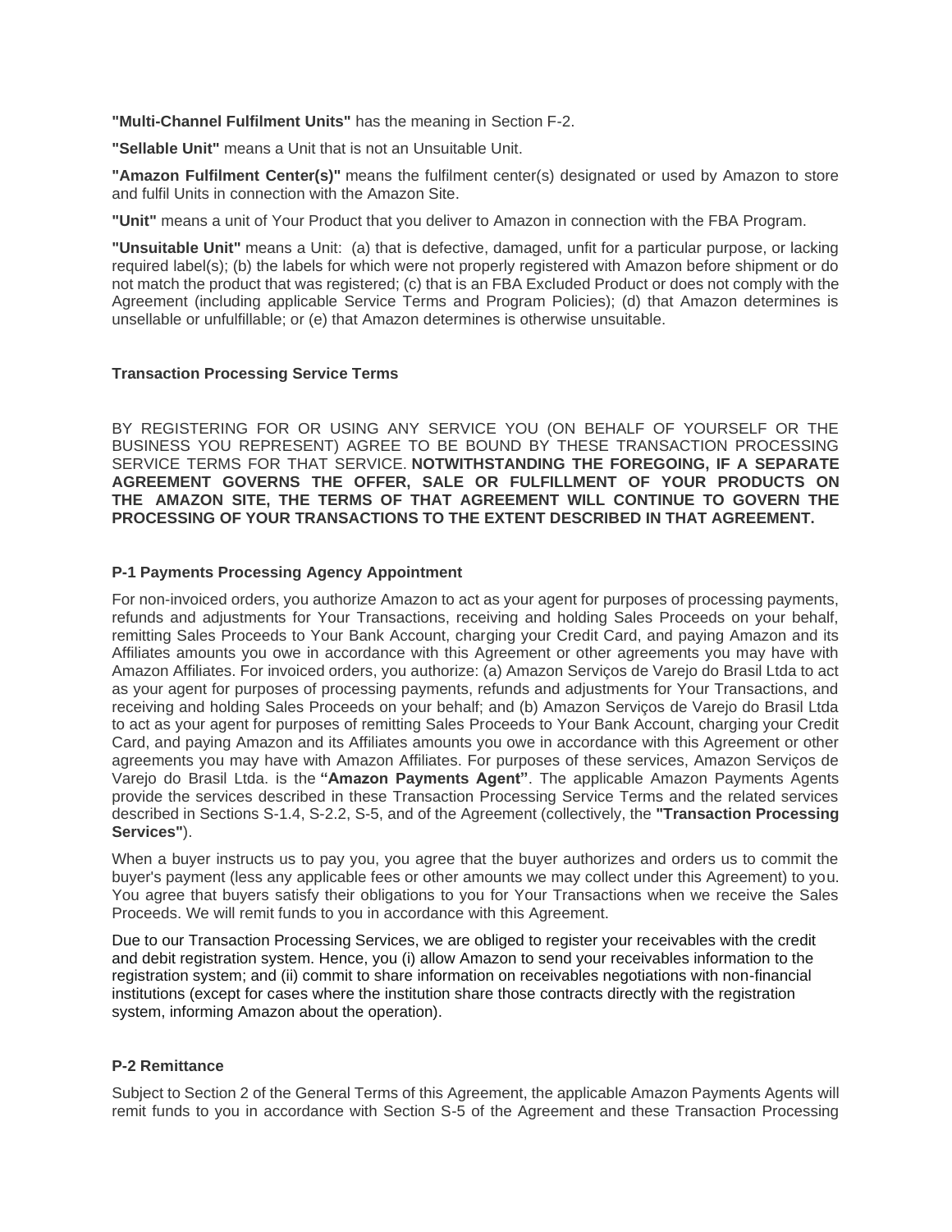**"Multi-Channel Fulfilment Units"** has the meaning in Section F-2.

**"Sellable Unit"** means a Unit that is not an Unsuitable Unit.

**"Amazon Fulfilment Center(s)"** means the fulfilment center(s) designated or used by Amazon to store and fulfil Units in connection with the Amazon Site.

**"Unit"** means a unit of Your Product that you deliver to Amazon in connection with the FBA Program.

**"Unsuitable Unit"** means a Unit: (a) that is defective, damaged, unfit for a particular purpose, or lacking required label(s); (b) the labels for which were not properly registered with Amazon before shipment or do not match the product that was registered; (c) that is an FBA Excluded Product or does not comply with the Agreement (including applicable Service Terms and Program Policies); (d) that Amazon determines is unsellable or unfulfillable; or (e) that Amazon determines is otherwise unsuitable.

## Transaction Processing Service Terms

BY REGISTERING FOR OR USING ANY SERVICE YOU (ON BEHALF OF YOURSELF OR THE BUSINESS YOU REPRESENT) AGREE TO BE BOUND BY THESE TRANSACTION PROCESSING SERVICE TERMS FOR THAT SERVICE. **NOTWITHSTANDING THE FOREGOING, IF A SEPARATE AGREEMENT GOVERNS THE OFFER, SALE OR FULFILLMENT OF YOUR PRODUCTS ON THE AMAZON SITE, THE TERMS OF THAT AGREEMENT WILL CONTINUE TO GOVERN THE PROCESSING OF YOUR TRANSACTIONS TO THE EXTENT DESCRIBED IN THAT AGREEMENT.**

### P-1 Payments Processing Agency Appointment

For non-invoiced orders, you authorize Amazon to act as your agent for purposes of processing payments, refunds and adjustments for Your Transactions, receiving and holding Sales Proceeds on your behalf, remitting Sales Proceeds to Your Bank Account, charging your Credit Card, and paying Amazon and its Affiliates amounts you owe in accordance with this Agreement or other agreements you may have with Amazon Affiliates. For invoiced orders, you authorize: (a) Amazon Serviços de Varejo do Brasil Ltda to act as your agent for purposes of processing payments, refunds and adjustments for Your Transactions, and receiving and holding Sales Proceeds on your behalf; and (b) Amazon Serviços de Varejo do Brasil Ltda to act as your agent for purposes of remitting Sales Proceeds to Your Bank Account, charging your Credit Card, and paying Amazon and its Affiliates amounts you owe in accordance with this Agreement or other agreements you may have with Amazon Affiliates. For purposes of these services, Amazon Serviços de Varejo do Brasil Ltda. is the **"Amazon Payments Agent"**. The applicable Amazon Payments Agents provide the services described in these Transaction Processing Service Terms and the related services described in Sections S-1.4, S-2.2, S-5, and of the Agreement (collectively, the **"Transaction Processing Services"**).

When a buyer instructs us to pay you, you agree that the buyer authorizes and orders us to commit the buyer's payment (less any applicable fees or other amounts we may collect under this Agreement) to you. You agree that buyers satisfy their obligations to you for Your Transactions when we receive the Sales Proceeds. We will remit funds to you in accordance with this Agreement.

Due to our Transaction Processing Services, we are obliged to register your receivables with the credit and debit registration system. Hence, you (i) allow Amazon to send your receivables information to the registration system; and (ii) commit to share information on receivables negotiations with non-financial institutions (except for cases where the institution share those contracts directly with the registration system, informing Amazon about the operation).

### P-2 Remittance

Subject to Section 2 of the General Terms of this Agreement, the applicable Amazon Payments Agents will remit funds to you in accordance with Section S-5 of the Agreement and these Transaction Processing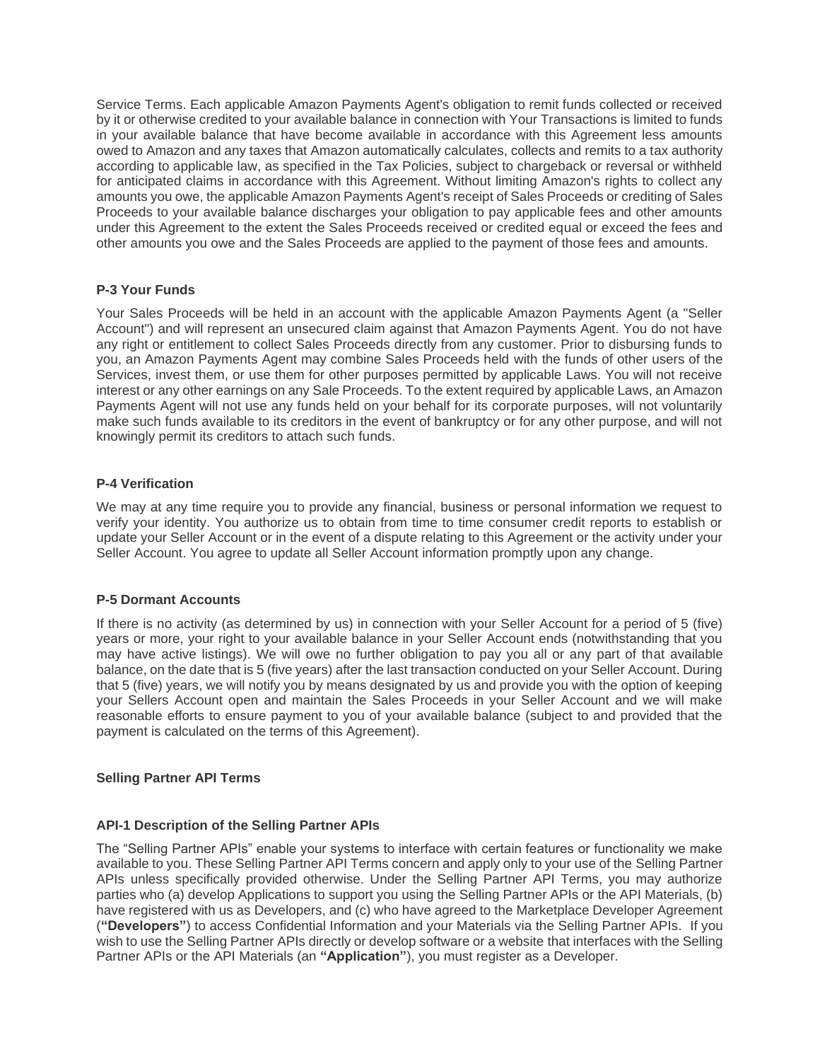Service Terms. Each applicable Amazon Payments Agent's obligation to remit funds collected or received by it or otherwise credited to your available balance in connection with Your Transactions is limited to funds in your available balance that have become available in accordance with this Agreement less amounts owed to Amazon and any taxes that Amazon automatically calculates, collects and remits to a tax authority according to applicable law, as specified in the Tax Policies, subject to chargeback or reversal or withheld for anticipated claims in accordance with this Agreement. Without limiting Amazon's rights to collect any amounts you owe, the applicable Amazon Payments Agent's receipt of Sales Proceeds or crediting of Sales Proceeds to your available balance discharges your obligation to pay applicable fees and other amounts under this Agreement to the extent the Sales Proceeds received or credited equal or exceed the fees and other amounts you owe and the Sales Proceeds are applied to the payment of those fees and amounts.

**P-3 Your Funds**

Your Sales Proceeds will be held in an account with the applicable Amazon Payments Agent (a "Seller Account") and will represent an unsecured claim against that Amazon Payments Agent. You do not have any right or entitlement to collect Sales Proceeds directly from any customer. Prior to disbursing funds to you, an Amazon Payments Agent may combine Sales Proceeds held with the funds of other users of the Services, invest them, or use them for other purposes permitted by applicable Laws. You will not receive interest or any other earnings on any Sale Proceeds. To the extent required by applicable Laws, an Amazon Payments Agent will not use any funds held on your behalf for its corporate purposes, will not voluntarily make such funds available to its creditors in the event of bankruptcy or for any other purpose, and will not knowingly permit its creditors to attach such funds.

**P-4 Verification**

We may at any time require you to provide any financial, business or personal information we request to verify your identity. You authorize us to obtain from time to time consumer credit reports to establish or update your Seller Account or in the event of a dispute relating to this Agreement or the activity under your Seller Account. You agree to update all Seller Account information promptly upon any change.

**P-5 Dormant Accounts**

If there is no activity (as determined by us) in connection with your Seller Account for a period of 5 (five) years or more, your right to your available balance in your Seller Account ends (notwithstanding that you may have active listings). We will owe no further obligation to pay you all or any part of that available balance, on the date that is 5 (five years) after the last transaction conducted on your Seller Account. During that 5 (five) years, we will notify you by means designated by us and provide you with the option of keeping your Sellers Account open and maintain the Sales Proceeds in your Seller Account and we will make reasonable efforts to ensure payment to you of your available balance (subject to and provided that the payment is calculated on the terms of this Agreement).

**Selling Partner API Terms**

**API-1 Description of the Selling Partner APIs**

The "Selling Partner APIs" enable your systems to interface with certain features or functionality we make available to you. These Selling Partner API Terms concern and apply only to your use of the Selling Partner APIs unless specifically provided otherwise. Under the Selling Partner API Terms, you may authorize parties who (a) develop Applications to support you using the Selling Partner APIs or the API Materials, (b) have registered with us as Developers, and (c) who have agreed to the Marketplace Developer Agreement (**"Developers"**) to access Confidential Information and your Materials via the Selling Partner APIs. If you wish to use the Selling Partner APIs directly or develop software or a website that interfaces with the Selling Partner APIs or the API Materials (an **"Application"**), you must register as a Developer.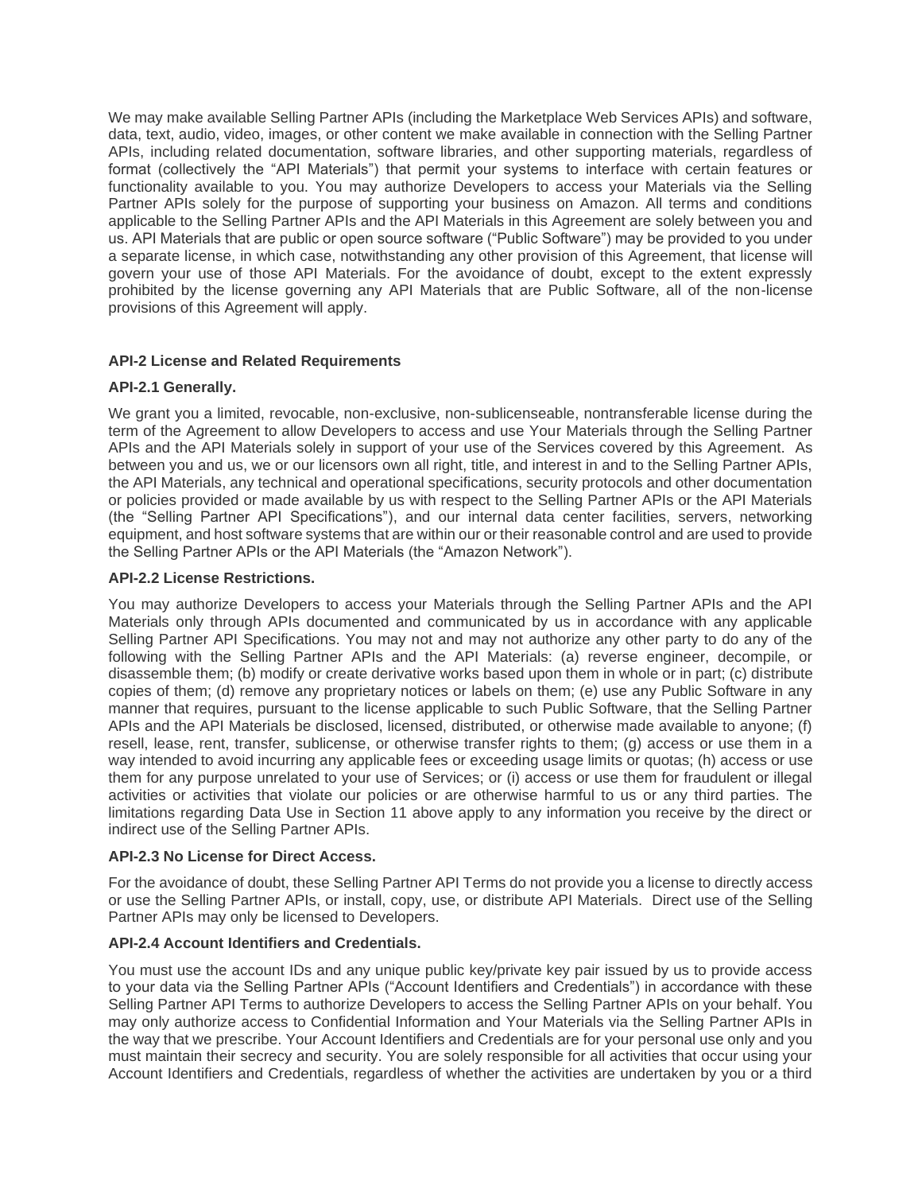We may make available Selling Partner APIs (including the Marketplace Web Services APIs) and software, data, text, audio, video, images, or other content we make available in connection with the Selling Partner APIs, including related documentation, software libraries, and other supporting materials, regardless of format (collectively the "API Materials") that permit your systems to interface with certain features or functionality available to you. You may authorize Developers to access your Materials via the Selling Partner APIs solely for the purpose of supporting your business on Amazon. All terms and conditions applicable to the Selling Partner APIs and the API Materials in this Agreement are solely between you and us. API Materials that are public or open source software ("Public Software") may be provided to you under a separate license, in which case, notwithstanding any other provision of this Agreement, that license will govern your use of those API Materials. For the avoidance of doubt, except to the extent expressly prohibited by the license governing any API Materials that are Public Software, all of the non-license provisions of this Agreement will apply.

**API-2 License and Related Requirements**

**API-2.1 Generally.**

We grant you a limited, revocable, non-exclusive, non-sublicenseable, nontransferable license during the term of the Agreement to allow Developers to access and use Your Materials through the Selling Partner APIs and the API Materials solely in support of your use of the Services covered by this Agreement. As between you and us, we or our licensors own all right, title, and interest in and to the Selling Partner APIs, the API Materials, any technical and operational specifications, security protocols and other documentation or policies provided or made available by us with respect to the Selling Partner APIs or the API Materials (the "Selling Partner API Specifications"), and our internal data center facilities, servers, networking equipment, and host software systems that are within our or their reasonable control and are used to provide the Selling Partner APIs or the API Materials (the "Amazon Network").

**API-2.2 License Restrictions.**

You may authorize Developers to access your Materials through the Selling Partner APIs and the API Materials only through APIs documented and communicated by us in accordance with any applicable Selling Partner API Specifications. You may not and may not authorize any other party to do any of the following with the Selling Partner APIs and the API Materials: (a) reverse engineer, decompile, or disassemble them; (b) modify or create derivative works based upon them in whole or in part; (c) distribute copies of them; (d) remove any proprietary notices or labels on them; (e) use any Public Software in any manner that requires, pursuant to the license applicable to such Public Software, that the Selling Partner APIs and the API Materials be disclosed, licensed, distributed, or otherwise made available to anyone; (f) resell, lease, rent, transfer, sublicense, or otherwise transfer rights to them; (g) access or use them in a way intended to avoid incurring any applicable fees or exceeding usage limits or quotas; (h) access or use them for any purpose unrelated to your use of Services; or (i) access or use them for fraudulent or illegal activities or activities that violate our policies or are otherwise harmful to us or any third parties. The limitations regarding Data Use in Section 11 above apply to any information you receive by the direct or indirect use of the Selling Partner APIs.

**API-2.3 No License for Direct Access.**

For the avoidance of doubt, these Selling Partner API Terms do not provide you a license to directly access or use the Selling Partner APIs, or install, copy, use, or distribute API Materials. Direct use of the Selling Partner APIs may only be licensed to Developers.

**API-2.4 Account Identifiers and Credentials.**

You must use the account IDs and any unique public key/private key pair issued by us to provide access to your data via the Selling Partner APIs ("Account Identifiers and Credentials") in accordance with these Selling Partner API Terms to authorize Developers to access the Selling Partner APIs on your behalf. You may only authorize access to Confidential Information and Your Materials via the Selling Partner APIs in the way that we prescribe. Your Account Identifiers and Credentials are for your personal use only and you must maintain their secrecy and security. You are solely responsible for all activities that occur using your Account Identifiers and Credentials, regardless of whether the activities are undertaken by you or a third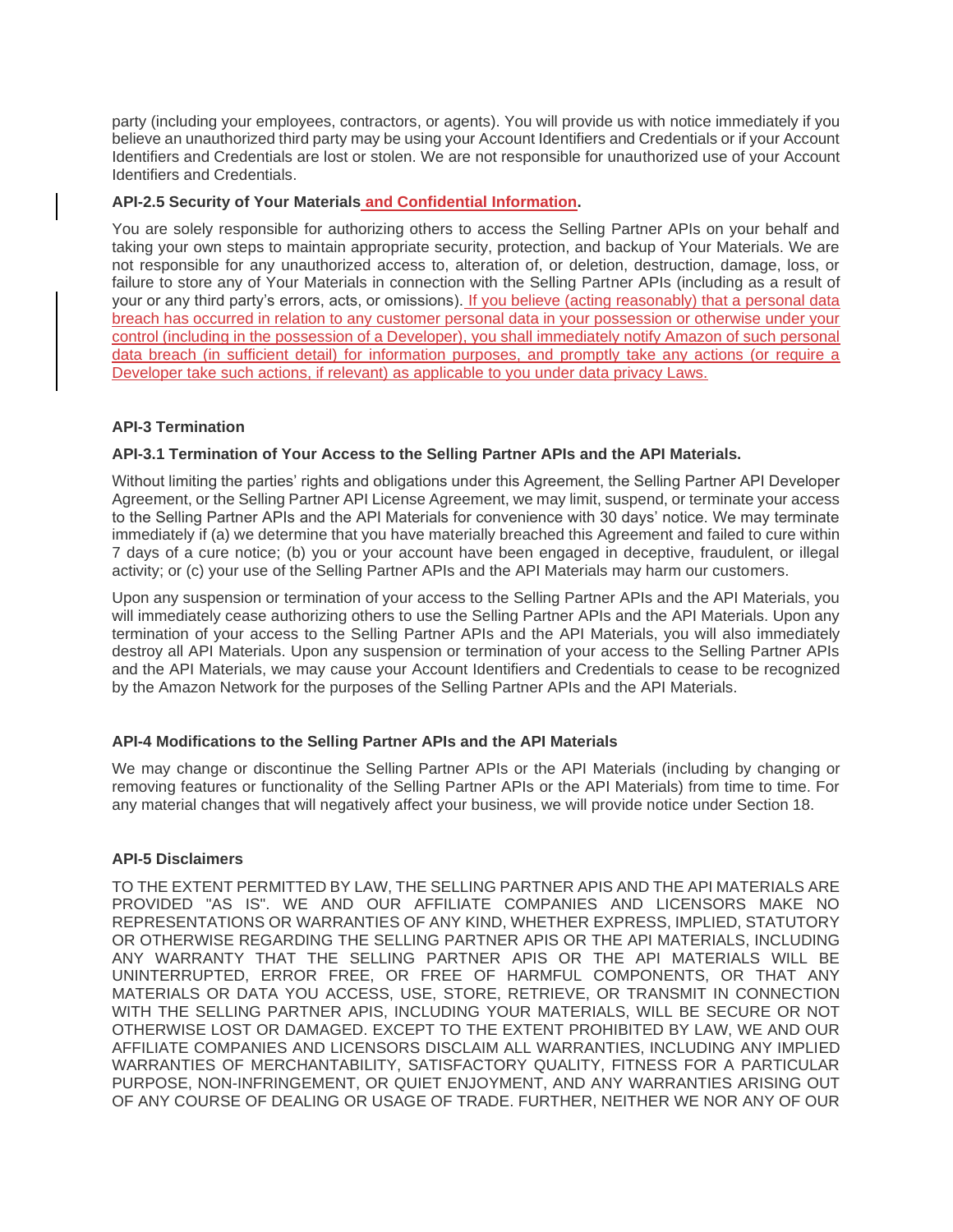party (including your employees, contractors, or agents). You will provide us with notice immediately if you believe an unauthorized third party may be using your Account Identifiers and Credentials or if your Account Identifiers and Credentials are lost or stolen. We are not responsible for unauthorized use of your Account Identifiers and Credentials.

**API-2.5 Security of Your Materials and Confidential Information.**

You are solely responsible for authorizing others to access the Selling Partner APIs on your behalf and taking your own steps to maintain appropriate security, protection, and backup of Your Materials. We are not responsible for any unauthorized access to, alteration of, or deletion, destruction, damage, loss, or failure to store any of Your Materials in connection with the Selling Partner APIs (including as a result of your or any third party's errors, acts, or omissions). If you believe (acting reasonably) that a personal data breach has occurred in relation to any customer personal data in your possession or otherwise under your control (including in the possession of a Developer), you shall immediately notify Amazon of such personal data breach (in sufficient detail) for information purposes, and promptly take any actions (or require a Developer take such actions, if relevant) as applicable to you under data privacy Laws.

### API-3 Termination

**API-3.1 Termination of Your Access to the Selling Partner APIs and the API Materials.**

Without limiting the parties' rights and obligations under this Agreement, the Selling Partner API Developer Agreement, or the Selling Partner API License Agreement, we may limit, suspend, or terminate your access to the Selling Partner APIs and the API Materials for convenience with 30 days' notice. We may terminate immediately if (a) we determine that you have materially breached this Agreement and failed to cure within 7 days of a cure notice; (b) you or your account have been engaged in deceptive, fraudulent, or illegal activity; or (c) your use of the Selling Partner APIs and the API Materials may harm our customers.

Upon any suspension or termination of your access to the Selling Partner APIs and the API Materials, you will immediately cease authorizing others to use the Selling Partner APIs and the API Materials. Upon any termination of your access to the Selling Partner APIs and the API Materials, you will also immediately destroy all API Materials. Upon any suspension or termination of your access to the Selling Partner APIs and the API Materials, we may cause your Account Identifiers and Credentials to cease to be recognized by the Amazon Network for the purposes of the Selling Partner APIs and the API Materials.

### API-4 Modifications to the Selling Partner APIs and the API Materials

We may change or discontinue the Selling Partner APIs or the API Materials (including by changing or removing features or functionality of the Selling Partner APIs or the API Materials) from time to time. For any material changes that will negatively affect your business, we will provide notice under Section 18.

### API-5 Disclaimers

TO THE EXTENT PERMITTED BY LAW, THE SELLING PARTNER APIS AND THE API MATERIALS ARE PROVIDED "AS IS". WE AND OUR AFFILIATE COMPANIES AND LICENSORS MAKE NO REPRESENTATIONS OR WARRANTIES OF ANY KIND, WHETHER EXPRESS, IMPLIED, STATUTORY OR OTHERWISE REGARDING THE SELLING PARTNER APIS OR THE API MATERIALS, INCLUDING ANY WARRANTY THAT THE SELLING PARTNER APIS OR THE API MATERIALS WILL BE UNINTERRUPTED, ERROR FREE, OR FREE OF HARMFUL COMPONENTS, OR THAT ANY MATERIALS OR DATA YOU ACCESS, USE, STORE, RETRIEVE, OR TRANSMIT IN CONNECTION WITH THE SELLING PARTNER APIS, INCLUDING YOUR MATERIALS, WILL BE SECURE OR NOT OTHERWISE LOST OR DAMAGED. EXCEPT TO THE EXTENT PROHIBITED BY LAW, WE AND OUR AFFILIATE COMPANIES AND LICENSORS DISCLAIM ALL WARRANTIES, INCLUDING ANY IMPLIED WARRANTIES OF MERCHANTABILITY, SATISFACTORY QUALITY, FITNESS FOR A PARTICULAR PURPOSE, NON-INFRINGEMENT, OR QUIET ENJOYMENT, AND ANY WARRANTIES ARISING OUT OF ANY COURSE OF DEALING OR USAGE OF TRADE. FURTHER, NEITHER WE NOR ANY OF OUR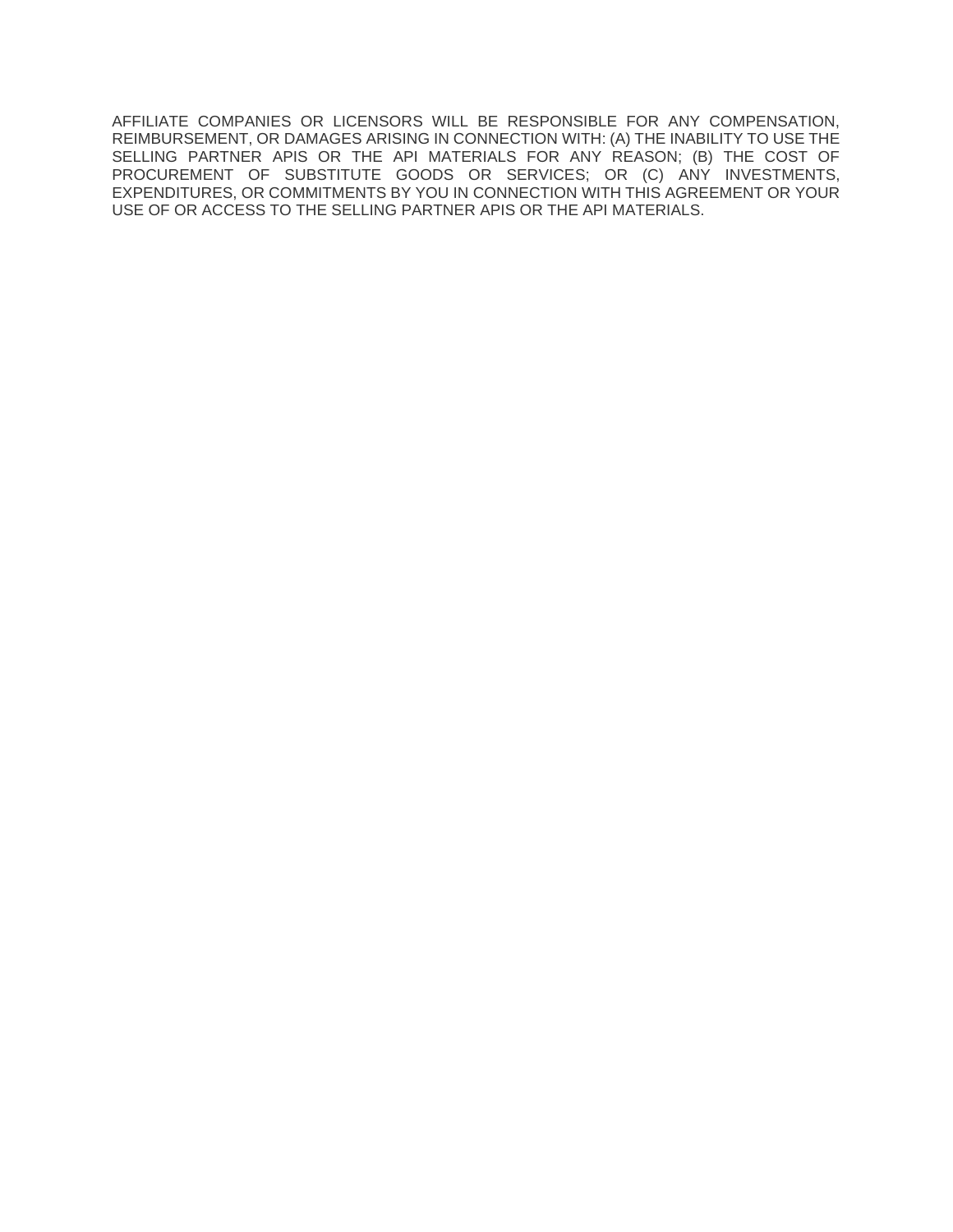AFFILIATE COMPANIES OR LICENSORS WILL BE RESPONSIBLE FOR ANY COMPENSATION, REIMBURSEMENT, OR DAMAGES ARISING IN CONNECTION WITH: (A) THE INABILITY TO USE THE SELLING PARTNER APIS OR THE API MATERIALS FOR ANY REASON; (B) THE COST OF PROCUREMENT OF SUBSTITUTE GOODS OR SERVICES; OR (C) ANY INVESTMENTS, EXPENDITURES, OR COMMITMENTS BY YOU IN CONNECTION WITH THIS AGREEMENT OR YOUR USE OF OR ACCESS TO THE SELLING PARTNER APIS OR THE API MATERIALS.